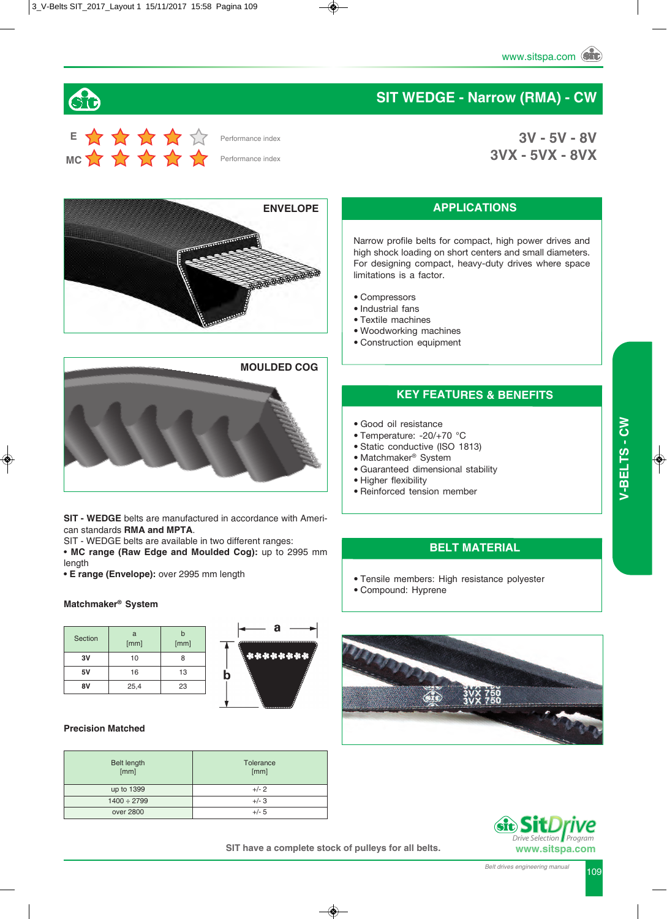# SIT WEDGE - Narrow (RMA) - CW

E ★★★★☆ Performance index

MC ★★★★★ Performance index

## 3V - 5V - 8V
## 3VX - 5VX - 8VX

ENVELOPE

MOULDED COG

## APPLICATIONS

Narrow profile belts for compact, high power drives and high shock loading on short centers and small diameters. For designing compact, heavy-duty drives where space limitations is a factor.

- Compressors
- Industrial fans
- Textile machines
- Woodworking machines
- Construction equipment

## KEY FEATURES & BENEFITS

- Good oil resistance
- Temperature: -20/+70 °C
- Static conductive (ISO 1813)
- Matchmaker® System
- Guaranteed dimensional stability
- Higher flexibility
- Reinforced tension member

## BELT MATERIAL

- Tensile members: High resistance polyester
- Compound: Hyprene

**SIT - WEDGE** belts are manufactured in accordance with American standards **RMA and MPTA**.
SIT - WEDGE belts are available in two different ranges:
- **MC range (Raw Edge and Moulded Cog):** up to 2995 mm length
- **E range (Envelope):** over 2995 mm length

### Matchmaker® System

| Section | a [mm] | b [mm] |
|---|---|---|
| 3V | 10 | 8 |
| 5V | 16 | 13 |
| 8V | 25,4 | 23 |

### Precision Matched

| Belt length [mm] | Tolerance [mm] |
|---|---|
| up to 1399 | +/- 2 |
| 1400 ÷ 2799 | +/- 3 |
| over 2800 | +/- 5 |

SIT have a complete stock of pulleys for all belts.

SitDrive Drive Selection Program
www.sitspa.com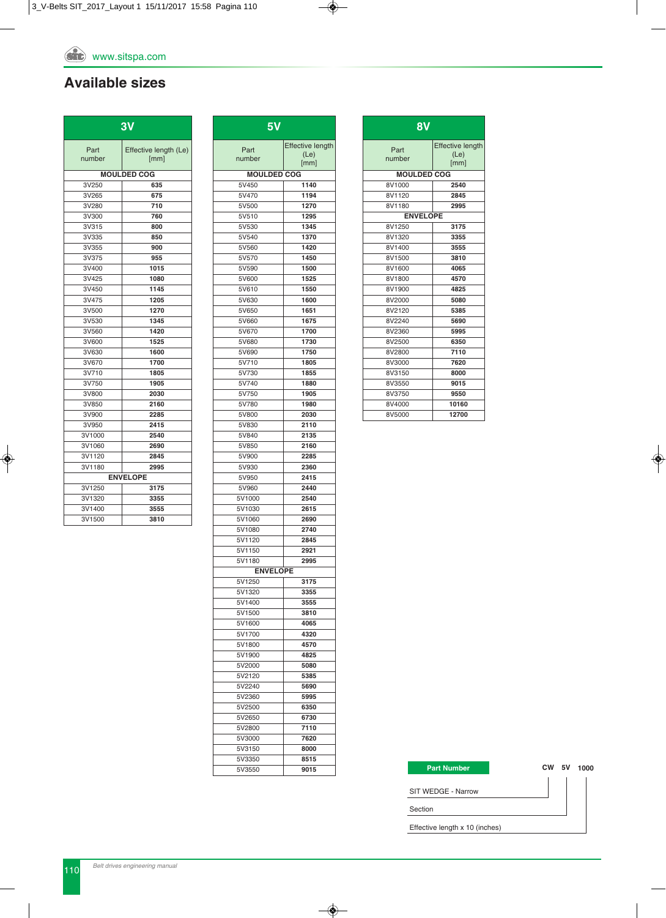# Available sizes

| 3V | |
|---|---|
| Part number | Effective length (Le) [mm] |
| **MOULDED COG** | |
| 3V250 | **635** |
| 3V265 | **675** |
| 3V280 | **710** |
| 3V300 | **760** |
| 3V315 | **800** |
| 3V335 | **850** |
| 3V355 | **900** |
| 3V375 | **955** |
| 3V400 | **1015** |
| 3V425 | **1080** |
| 3V450 | **1145** |
| 3V475 | **1205** |
| 3V500 | **1270** |
| 3V530 | **1345** |
| 3V560 | **1420** |
| 3V600 | **1525** |
| 3V630 | **1600** |
| 3V670 | **1700** |
| 3V710 | **1805** |
| 3V750 | **1905** |
| 3V800 | **2030** |
| 3V850 | **2160** |
| 3V900 | **2285** |
| 3V950 | **2415** |
| 3V1000 | **2540** |
| 3V1060 | **2690** |
| 3V1120 | **2845** |
| 3V1180 | **2995** |
| **ENVELOPE** | |
| 3V1250 | **3175** |
| 3V1320 | **3355** |
| 3V1400 | **3555** |
| 3V1500 | **3810** |

| 5V | |
|---|---|
| Part number | Effective length (Le) [mm] |
| **MOULDED COG** | |
| 5V450 | **1140** |
| 5V470 | **1194** |
| 5V500 | **1270** |
| 5V510 | **1295** |
| 5V530 | **1345** |
| 5V540 | **1370** |
| 5V560 | **1420** |
| 5V570 | **1450** |
| 5V590 | **1500** |
| 5V600 | **1525** |
| 5V610 | **1550** |
| 5V630 | **1600** |
| 5V650 | **1651** |
| 5V660 | **1675** |
| 5V670 | **1700** |
| 5V680 | **1730** |
| 5V690 | **1750** |
| 5V710 | **1805** |
| 5V730 | **1855** |
| 5V740 | **1880** |
| 5V750 | **1905** |
| 5V780 | **1980** |
| 5V800 | **2030** |
| 5V830 | **2110** |
| 5V840 | **2135** |
| 5V850 | **2160** |
| 5V900 | **2285** |
| 5V930 | **2360** |
| 5V950 | **2415** |
| 5V960 | **2440** |
| 5V1000 | **2540** |
| 5V1030 | **2615** |
| 5V1060 | **2690** |
| 5V1080 | **2740** |
| 5V1120 | **2845** |
| 5V1150 | **2921** |
| 5V1180 | **2995** |
| **ENVELOPE** | |
| 5V1250 | **3175** |
| 5V1320 | **3355** |
| 5V1400 | **3555** |
| 5V1500 | **3810** |
| 5V1600 | **4065** |
| 5V1700 | **4320** |
| 5V1800 | **4570** |
| 5V1900 | **4825** |
| 5V2000 | **5080** |
| 5V2120 | **5385** |
| 5V2240 | **5690** |
| 5V2360 | **5995** |
| 5V2500 | **6350** |
| 5V2650 | **6730** |
| 5V2800 | **7110** |
| 5V3000 | **7620** |
| 5V3150 | **8000** |
| 5V3350 | **8515** |
| 5V3550 | **9015** |

| 8V | |
|---|---|
| Part number | Effective length (Le) [mm] |
| **MOULDED COG** | |
| 8V1000 | **2540** |
| 8V1120 | **2845** |
| 8V1180 | **2995** |
| **ENVELOPE** | |
| 8V1250 | **3175** |
| 8V1320 | **3355** |
| 8V1400 | **3555** |
| 8V1500 | **3810** |
| 8V1600 | **4065** |
| 8V1800 | **4570** |
| 8V1900 | **4825** |
| 8V2000 | **5080** |
| 8V2120 | **5385** |
| 8V2240 | **5690** |
| 8V2360 | **5995** |
| 8V2500 | **6350** |
| 8V2800 | **7110** |
| 8V3000 | **7620** |
| 8V3150 | **8000** |
| 8V3550 | **9015** |
| 8V3750 | **9550** |
| 8V4000 | **10160** |
| 8V5000 | **12700** |

**Part Number** — **CW 5V 1000**

- CW: SIT WEDGE - Narrow
- 5V: Section
- 1000: Effective length x 10 (inches)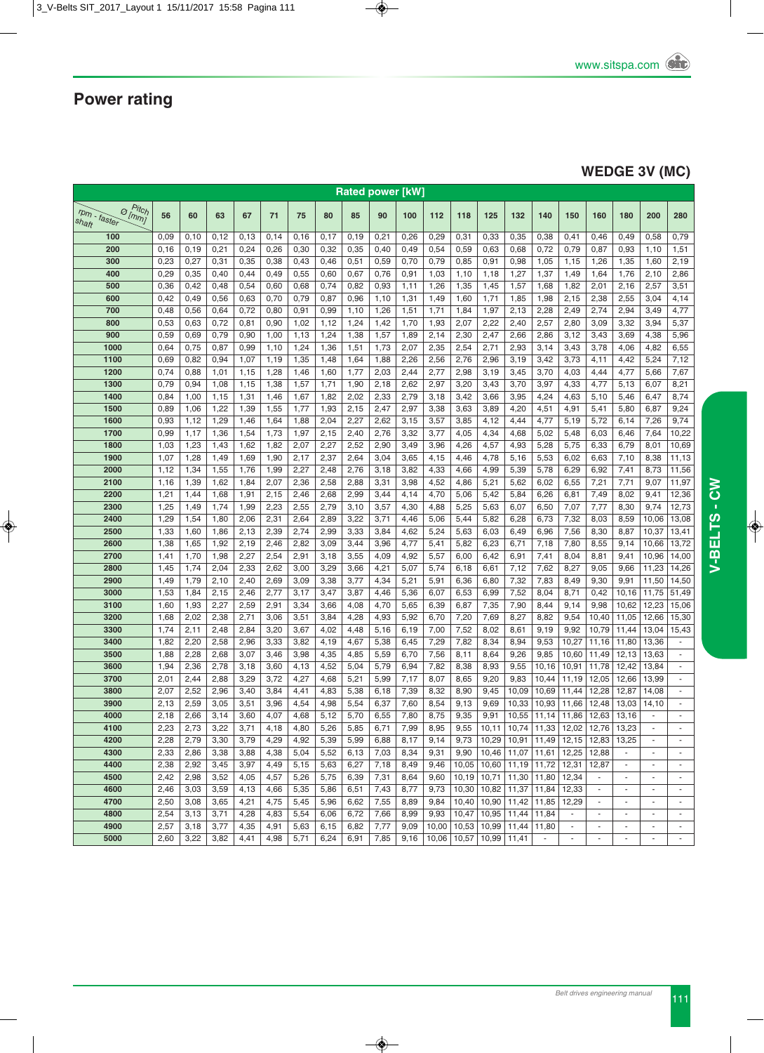# Power rating

## WEDGE 3V (MC)

| Rated power [kW] | | | | | | | | | | | | | | | | | | | |
|---|---|---|---|---|---|---|---|---|---|---|---|---|---|---|---|---|---|---|---|
| rpm - faster shaft / Pitch Ø [mm] | 56 | 60 | 63 | 67 | 71 | 75 | 80 | 85 | 90 | 100 | 112 | 118 | 125 | 132 | 140 | 150 | 160 | 180 | 200 | 280 |
| 100 | 0,09 | 0,10 | 0,12 | 0,13 | 0,14 | 0,16 | 0,17 | 0,19 | 0,21 | 0,26 | 0,29 | 0,31 | 0,33 | 0,35 | 0,38 | 0,41 | 0,46 | 0,49 | 0,58 | 0,79 |
| 200 | 0,16 | 0,19 | 0,21 | 0,24 | 0,26 | 0,30 | 0,32 | 0,35 | 0,40 | 0,49 | 0,54 | 0,59 | 0,63 | 0,68 | 0,72 | 0,79 | 0,87 | 0,93 | 1,10 | 1,51 |
| 300 | 0,23 | 0,27 | 0,31 | 0,35 | 0,38 | 0,43 | 0,46 | 0,51 | 0,59 | 0,70 | 0,79 | 0,85 | 0,91 | 0,98 | 1,05 | 1,15 | 1,26 | 1,35 | 1,60 | 2,19 |
| 400 | 0,29 | 0,35 | 0,40 | 0,44 | 0,49 | 0,55 | 0,60 | 0,67 | 0,76 | 0,91 | 1,03 | 1,10 | 1,18 | 1,27 | 1,37 | 1,49 | 1,64 | 1,76 | 2,10 | 2,86 |
| 500 | 0,36 | 0,42 | 0,48 | 0,54 | 0,60 | 0,68 | 0,74 | 0,82 | 0,93 | 1,11 | 1,26 | 1,35 | 1,45 | 1,57 | 1,68 | 1,82 | 2,01 | 2,16 | 2,57 | 3,51 |
| 600 | 0,42 | 0,49 | 0,56 | 0,63 | 0,70 | 0,79 | 0,87 | 0,96 | 1,10 | 1,31 | 1,49 | 1,60 | 1,71 | 1,85 | 1,98 | 2,15 | 2,38 | 2,55 | 3,04 | 4,14 |
| 700 | 0,48 | 0,56 | 0,64 | 0,72 | 0,80 | 0,91 | 0,99 | 1,10 | 1,26 | 1,51 | 1,71 | 1,84 | 1,97 | 2,13 | 2,28 | 2,49 | 2,74 | 2,94 | 3,49 | 4,77 |
| 800 | 0,53 | 0,63 | 0,72 | 0,81 | 0,90 | 1,02 | 1,12 | 1,24 | 1,42 | 1,70 | 1,93 | 2,07 | 2,22 | 2,40 | 2,57 | 2,80 | 3,09 | 3,32 | 3,94 | 5,37 |
| 900 | 0,59 | 0,69 | 0,79 | 0,90 | 1,00 | 1,13 | 1,24 | 1,38 | 1,57 | 1,89 | 2,14 | 2,30 | 2,47 | 2,66 | 2,86 | 3,12 | 3,43 | 3,69 | 4,38 | 5,96 |
| 1000 | 0,64 | 0,75 | 0,87 | 0,99 | 1,10 | 1,24 | 1,36 | 1,51 | 1,73 | 2,07 | 2,35 | 2,54 | 2,71 | 2,93 | 3,14 | 3,43 | 3,78 | 4,06 | 4,82 | 6,55 |
| 1100 | 0,69 | 0,82 | 0,94 | 1,07 | 1,19 | 1,35 | 1,48 | 1,64 | 1,88 | 2,26 | 2,56 | 2,76 | 2,96 | 3,19 | 3,42 | 3,73 | 4,11 | 4,42 | 5,24 | 7,12 |
| 1200 | 0,74 | 0,88 | 1,01 | 1,15 | 1,28 | 1,46 | 1,60 | 1,77 | 2,03 | 2,44 | 2,77 | 2,98 | 3,19 | 3,45 | 3,70 | 4,03 | 4,44 | 4,77 | 5,66 | 7,67 |
| 1300 | 0,79 | 0,94 | 1,08 | 1,15 | 1,38 | 1,57 | 1,71 | 1,90 | 2,18 | 2,62 | 2,97 | 3,20 | 3,43 | 3,70 | 3,97 | 4,33 | 4,77 | 5,13 | 6,07 | 8,21 |
| 1400 | 0,84 | 1,00 | 1,15 | 1,31 | 1,46 | 1,67 | 1,82 | 2,02 | 2,33 | 2,79 | 3,18 | 3,42 | 3,66 | 3,95 | 4,24 | 4,63 | 5,10 | 5,46 | 6,47 | 8,74 |
| 1500 | 0,89 | 1,06 | 1,22 | 1,39 | 1,55 | 1,77 | 1,93 | 2,15 | 2,47 | 2,97 | 3,38 | 3,63 | 3,89 | 4,20 | 4,51 | 4,91 | 5,41 | 5,80 | 6,87 | 9,24 |
| 1600 | 0,93 | 1,12 | 1,29 | 1,46 | 1,64 | 1,88 | 2,04 | 2,27 | 2,62 | 3,15 | 3,57 | 3,85 | 4,12 | 4,44 | 4,77 | 5,19 | 5,72 | 6,14 | 7,26 | 9,74 |
| 1700 | 0,99 | 1,17 | 1,36 | 1,54 | 1,73 | 1,97 | 2,15 | 2,40 | 2,76 | 3,32 | 3,77 | 4,05 | 4,34 | 4,68 | 5,02 | 5,48 | 6,03 | 6,46 | 7,64 | 10,22 |
| 1800 | 1,03 | 1,23 | 1,43 | 1,62 | 1,82 | 2,07 | 2,27 | 2,52 | 2,90 | 3,49 | 3,96 | 4,26 | 4,57 | 4,93 | 5,28 | 5,75 | 6,33 | 6,79 | 8,01 | 10,69 |
| 1900 | 1,07 | 1,28 | 1,49 | 1,69 | 1,90 | 2,17 | 2,37 | 2,64 | 3,04 | 3,65 | 4,15 | 4,46 | 4,78 | 5,16 | 5,53 | 6,02 | 6,63 | 7,10 | 8,38 | 11,13 |
| 2000 | 1,12 | 1,34 | 1,55 | 1,76 | 1,99 | 2,27 | 2,48 | 2,76 | 3,18 | 3,82 | 4,33 | 4,66 | 4,99 | 5,39 | 5,78 | 6,29 | 6,92 | 7,41 | 8,73 | 11,56 |
| 2100 | 1,16 | 1,39 | 1,62 | 1,84 | 2,07 | 2,36 | 2,58 | 2,88 | 3,31 | 3,98 | 4,52 | 4,86 | 5,21 | 5,62 | 6,02 | 6,55 | 7,21 | 7,71 | 9,07 | 11,97 |
| 2200 | 1,21 | 1,44 | 1,68 | 1,91 | 2,15 | 2,46 | 2,68 | 2,99 | 3,44 | 4,14 | 4,70 | 5,06 | 5,42 | 5,84 | 6,26 | 6,81 | 7,49 | 8,02 | 9,41 | 12,36 |
| 2300 | 1,25 | 1,49 | 1,74 | 1,99 | 2,23 | 2,55 | 2,79 | 3,10 | 3,57 | 4,30 | 4,88 | 5,25 | 5,63 | 6,07 | 6,50 | 7,07 | 7,77 | 8,30 | 9,74 | 12,73 |
| 2400 | 1,29 | 1,54 | 1,80 | 2,06 | 2,31 | 2,64 | 2,89 | 3,22 | 3,71 | 4,46 | 5,06 | 5,44 | 5,82 | 6,28 | 6,73 | 7,32 | 8,03 | 8,59 | 10,06 | 13,08 |
| 2500 | 1,33 | 1,60 | 1,86 | 2,13 | 2,39 | 2,74 | 2,99 | 3,33 | 3,84 | 4,62 | 5,24 | 5,63 | 6,03 | 6,49 | 6,96 | 7,56 | 8,30 | 8,87 | 10,37 | 13,41 |
| 2600 | 1,38 | 1,65 | 1,92 | 2,19 | 2,46 | 2,82 | 3,09 | 3,44 | 3,96 | 4,77 | 5,41 | 5,82 | 6,23 | 6,71 | 7,18 | 7,80 | 8,55 | 9,14 | 10,66 | 13,72 |
| 2700 | 1,41 | 1,70 | 1,98 | 2,27 | 2,54 | 2,91 | 3,18 | 3,55 | 4,09 | 4,92 | 5,57 | 6,00 | 6,42 | 6,91 | 7,41 | 8,04 | 8,81 | 9,41 | 10,96 | 14,00 |
| 2800 | 1,45 | 1,74 | 2,04 | 2,33 | 2,62 | 3,00 | 3,29 | 3,66 | 4,21 | 5,07 | 5,74 | 6,18 | 6,61 | 7,12 | 7,62 | 8,27 | 9,05 | 9,66 | 11,23 | 14,26 |
| 2900 | 1,49 | 1,79 | 2,10 | 2,40 | 2,69 | 3,09 | 3,38 | 3,77 | 4,34 | 5,21 | 5,91 | 6,36 | 6,80 | 7,32 | 7,83 | 8,49 | 9,30 | 9,91 | 11,50 | 14,50 |
| 3000 | 1,53 | 1,84 | 2,15 | 2,46 | 2,77 | 3,17 | 3,47 | 3,87 | 4,46 | 5,36 | 6,07 | 6,53 | 6,99 | 7,52 | 8,04 | 8,71 | 0,42 | 10,16 | 11,75 | 51,49 |
| 3100 | 1,60 | 1,93 | 2,27 | 2,59 | 2,91 | 3,34 | 3,66 | 4,08 | 4,70 | 5,65 | 6,39 | 6,87 | 7,35 | 7,90 | 8,44 | 9,14 | 9,98 | 10,62 | 12,23 | 15,06 |
| 3200 | 1,68 | 2,02 | 2,38 | 2,71 | 3,06 | 3,51 | 3,84 | 4,28 | 4,93 | 5,92 | 6,70 | 7,20 | 7,69 | 8,27 | 8,82 | 9,54 | 10,40 | 11,05 | 12,66 | 15,30 |
| 3300 | 1,74 | 2,11 | 2,48 | 2,84 | 3,20 | 3,67 | 4,02 | 4,48 | 5,16 | 6,19 | 7,00 | 7,52 | 8,02 | 8,61 | 9,19 | 9,92 | 10,79 | 11,44 | 13,04 | 15,43 |
| 3400 | 1,82 | 2,20 | 2,58 | 2,96 | 3,33 | 3,82 | 4,19 | 4,67 | 5,38 | 6,45 | 7,29 | 7,82 | 8,34 | 8,94 | 9,53 | 10,27 | 11,16 | 11,80 | 13,36 | - |
| 3500 | 1,88 | 2,28 | 2,68 | 3,07 | 3,46 | 3,98 | 4,35 | 4,85 | 5,59 | 6,70 | 7,56 | 8,11 | 8,64 | 9,26 | 9,85 | 10,60 | 11,49 | 12,13 | 13,63 | - |
| 3600 | 1,94 | 2,36 | 2,78 | 3,18 | 3,60 | 4,13 | 4,52 | 5,04 | 5,79 | 6,94 | 7,82 | 8,38 | 8,93 | 9,55 | 10,16 | 10,91 | 11,78 | 12,42 | 13,84 | - |
| 3700 | 2,01 | 2,44 | 2,88 | 3,29 | 3,72 | 4,27 | 4,68 | 5,21 | 5,99 | 7,17 | 8,07 | 8,65 | 9,20 | 9,83 | 10,44 | 11,19 | 12,05 | 12,66 | 13,99 | - |
| 3800 | 2,07 | 2,52 | 2,96 | 3,40 | 3,84 | 4,41 | 4,83 | 5,38 | 6,18 | 7,39 | 8,32 | 8,90 | 9,45 | 10,09 | 10,69 | 11,44 | 12,28 | 12,87 | 14,08 | - |
| 3900 | 2,13 | 2,59 | 3,05 | 3,51 | 3,96 | 4,54 | 4,98 | 5,54 | 6,37 | 7,60 | 8,54 | 9,13 | 9,69 | 10,33 | 10,93 | 11,66 | 12,48 | 13,03 | 14,10 | - |
| 4000 | 2,18 | 2,66 | 3,14 | 3,60 | 4,07 | 4,68 | 5,12 | 5,70 | 6,55 | 7,80 | 8,75 | 9,35 | 9,91 | 10,55 | 11,14 | 11,86 | 12,63 | 13,16 | - | - |
| 4100 | 2,23 | 2,73 | 3,22 | 3,71 | 4,18 | 4,80 | 5,26 | 5,85 | 6,71 | 7,99 | 8,95 | 9,55 | 10,11 | 10,74 | 11,33 | 12,02 | 12,76 | 13,23 | - | - |
| 4200 | 2,28 | 2,79 | 3,30 | 3,79 | 4,29 | 4,92 | 5,39 | 5,99 | 6,88 | 8,17 | 9,14 | 9,73 | 10,29 | 10,91 | 11,49 | 12,15 | 12,83 | 13,25 | - | - |
| 4300 | 2,33 | 2,86 | 3,38 | 3,88 | 4,38 | 5,04 | 5,52 | 6,13 | 7,03 | 8,34 | 9,31 | 9,90 | 10,46 | 11,07 | 11,61 | 12,25 | 12,88 | - | - | - |
| 4400 | 2,38 | 2,92 | 3,45 | 3,97 | 4,49 | 5,15 | 5,63 | 6,27 | 7,18 | 8,49 | 9,46 | 10,05 | 10,60 | 11,19 | 11,72 | 12,31 | 12,87 | - | - | - |
| 4500 | 2,42 | 2,98 | 3,52 | 4,05 | 4,57 | 5,26 | 5,75 | 6,39 | 7,31 | 8,64 | 9,60 | 10,19 | 10,71 | 11,30 | 11,80 | 12,34 | - | - | - | - |
| 4600 | 2,46 | 3,03 | 3,59 | 4,13 | 4,66 | 5,35 | 5,86 | 6,51 | 7,43 | 8,77 | 9,73 | 10,30 | 10,82 | 11,37 | 11,84 | 12,33 | - | - | - | - |
| 4700 | 2,50 | 3,08 | 3,65 | 4,21 | 4,75 | 5,45 | 5,96 | 6,62 | 7,55 | 8,89 | 9,84 | 10,40 | 10,90 | 11,42 | 11,85 | 12,29 | - | - | - | - |
| 4800 | 2,54 | 3,13 | 3,71 | 4,28 | 4,83 | 5,54 | 6,06 | 6,72 | 7,66 | 8,99 | 9,93 | 10,47 | 10,95 | 11,44 | 11,84 | - | - | - | - | - |
| 4900 | 2,57 | 3,18 | 3,77 | 4,35 | 4,91 | 5,63 | 6,15 | 6,82 | 7,77 | 9,09 | 10,00 | 10,53 | 10,99 | 11,44 | 11,80 | - | - | - | - | - |
| 5000 | 2,60 | 3,22 | 3,82 | 4,41 | 4,98 | 5,71 | 6,24 | 6,91 | 7,85 | 9,16 | 10,06 | 10,57 | 10,99 | 11,41 | - | - | - | - | - | - |

V-BELTS - CW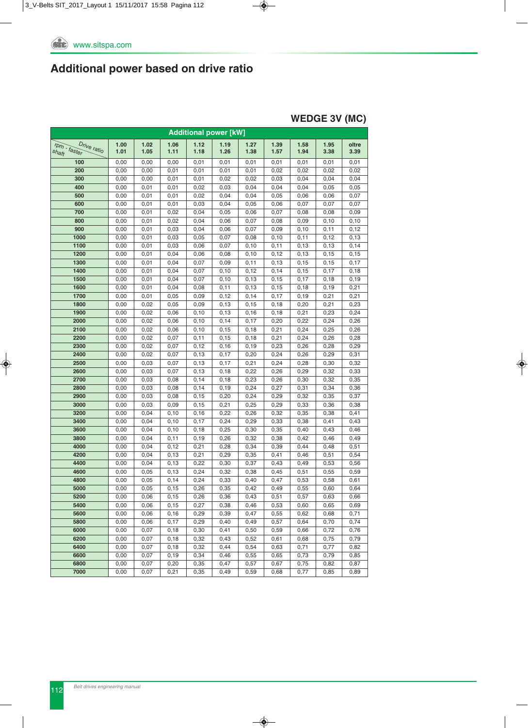## Additional power based on drive ratio

### WEDGE 3V (MC)

| rpm - faster shaft / Drive ratio | 1.00 1.01 | 1.02 1.05 | 1.06 1.11 | 1.12 1.18 | 1.19 1.26 | 1.27 1.38 | 1.39 1.57 | 1.58 1.94 | 1.95 3.38 | oltre 3.39 |
|---|---|---|---|---|---|---|---|---|---|---|
| | **Additional power [kW]** | | | | | | | | | |
| **100** | 0,00 | 0,00 | 0,00 | 0,01 | 0,01 | 0,01 | 0,01 | 0,01 | 0,01 | 0,01 |
| **200** | 0,00 | 0,00 | 0,01 | 0,01 | 0,01 | 0,01 | 0,02 | 0,02 | 0,02 | 0,02 |
| **300** | 0,00 | 0,00 | 0,01 | 0,01 | 0,02 | 0,02 | 0,03 | 0,04 | 0,04 | 0,04 |
| **400** | 0,00 | 0,01 | 0,01 | 0,02 | 0,03 | 0,04 | 0,04 | 0,04 | 0,05 | 0,05 |
| **500** | 0,00 | 0,01 | 0,01 | 0,02 | 0,04 | 0,04 | 0,05 | 0,06 | 0,06 | 0,07 |
| **600** | 0,00 | 0,01 | 0,01 | 0,03 | 0,04 | 0,05 | 0,06 | 0,07 | 0,07 | 0,07 |
| **700** | 0,00 | 0,01 | 0,02 | 0,04 | 0,05 | 0,06 | 0,07 | 0,08 | 0,08 | 0,09 |
| **800** | 0,00 | 0,01 | 0,02 | 0,04 | 0,06 | 0,07 | 0,08 | 0,09 | 0,10 | 0,10 |
| **900** | 0,00 | 0,01 | 0,03 | 0,04 | 0,06 | 0,07 | 0,09 | 0,10 | 0,11 | 0,12 |
| **1000** | 0,00 | 0,01 | 0,03 | 0,05 | 0,07 | 0,08 | 0,10 | 0,11 | 0,12 | 0,13 |
| **1100** | 0,00 | 0,01 | 0,03 | 0,06 | 0,07 | 0,10 | 0,11 | 0,13 | 0,13 | 0,14 |
| **1200** | 0,00 | 0,01 | 0,04 | 0,06 | 0,08 | 0,10 | 0,12 | 0,13 | 0,15 | 0,15 |
| **1300** | 0,00 | 0,01 | 0,04 | 0,07 | 0,09 | 0,11 | 0,13 | 0,15 | 0,15 | 0,17 |
| **1400** | 0,00 | 0,01 | 0,04 | 0,07 | 0,10 | 0,12 | 0,14 | 0,15 | 0,17 | 0,18 |
| **1500** | 0,00 | 0,01 | 0,04 | 0,07 | 0,10 | 0,13 | 0,15 | 0,17 | 0,18 | 0,19 |
| **1600** | 0,00 | 0,01 | 0,04 | 0,08 | 0,11 | 0,13 | 0,15 | 0,18 | 0,19 | 0,21 |
| **1700** | 0,00 | 0,01 | 0,05 | 0,09 | 0,12 | 0,14 | 0,17 | 0,19 | 0,21 | 0,21 |
| **1800** | 0,00 | 0,02 | 0,05 | 0,09 | 0,13 | 0,15 | 0,18 | 0,20 | 0,21 | 0,23 |
| **1900** | 0,00 | 0,02 | 0,06 | 0,10 | 0,13 | 0,16 | 0,18 | 0,21 | 0,23 | 0,24 |
| **2000** | 0,00 | 0,02 | 0,06 | 0,10 | 0,14 | 0,17 | 0,20 | 0,22 | 0,24 | 0,26 |
| **2100** | 0,00 | 0,02 | 0,06 | 0,10 | 0,15 | 0,18 | 0,21 | 0,24 | 0,25 | 0,26 |
| **2200** | 0,00 | 0,02 | 0,07 | 0,11 | 0,15 | 0,18 | 0,21 | 0,24 | 0,26 | 0,28 |
| **2300** | 0,00 | 0,02 | 0,07 | 0,12 | 0,16 | 0,19 | 0,23 | 0,26 | 0,28 | 0,29 |
| **2400** | 0,00 | 0,02 | 0,07 | 0,13 | 0,17 | 0,20 | 0,24 | 0,26 | 0,29 | 0,31 |
| **2500** | 0,00 | 0,03 | 0,07 | 0,13 | 0,17 | 0,21 | 0,24 | 0,28 | 0,30 | 0,32 |
| **2600** | 0,00 | 0,03 | 0,07 | 0,13 | 0,18 | 0,22 | 0,26 | 0,29 | 0,32 | 0,33 |
| **2700** | 0,00 | 0,03 | 0,08 | 0,14 | 0,18 | 0,23 | 0,26 | 0,30 | 0,32 | 0,35 |
| **2800** | 0,00 | 0,03 | 0,08 | 0,14 | 0,19 | 0,24 | 0,27 | 0,31 | 0,34 | 0,36 |
| **2900** | 0,00 | 0,03 | 0,08 | 0,15 | 0,20 | 0,24 | 0,29 | 0,32 | 0,35 | 0,37 |
| **3000** | 0,00 | 0,03 | 0,09 | 0,15 | 0,21 | 0,25 | 0,29 | 0,33 | 0,36 | 0,38 |
| **3200** | 0,00 | 0,04 | 0,10 | 0,16 | 0,22 | 0,26 | 0,32 | 0,35 | 0,38 | 0,41 |
| **3400** | 0,00 | 0,04 | 0,10 | 0,17 | 0,24 | 0,29 | 0,33 | 0,38 | 0,41 | 0,43 |
| **3600** | 0,00 | 0,04 | 0,10 | 0,18 | 0,25 | 0,30 | 0,35 | 0,40 | 0,43 | 0,46 |
| **3800** | 0,00 | 0,04 | 0,11 | 0,19 | 0,26 | 0,32 | 0,38 | 0,42 | 0,46 | 0,49 |
| **4000** | 0,00 | 0,04 | 0,12 | 0,21 | 0,28 | 0,34 | 0,39 | 0,44 | 0,48 | 0,51 |
| **4200** | 0,00 | 0,04 | 0,13 | 0,21 | 0,29 | 0,35 | 0,41 | 0,46 | 0,51 | 0,54 |
| **4400** | 0,00 | 0,04 | 0,13 | 0,22 | 0,30 | 0,37 | 0,43 | 0,49 | 0,53 | 0,56 |
| **4600** | 0,00 | 0,05 | 0,13 | 0,24 | 0,32 | 0,38 | 0,45 | 0,51 | 0,55 | 0,59 |
| **4800** | 0,00 | 0,05 | 0,14 | 0,24 | 0,33 | 0,40 | 0,47 | 0,53 | 0,58 | 0,61 |
| **5000** | 0,00 | 0,05 | 0,15 | 0,26 | 0,35 | 0,42 | 0,49 | 0,55 | 0,60 | 0,64 |
| **5200** | 0,00 | 0,06 | 0,15 | 0,26 | 0,36 | 0,43 | 0,51 | 0,57 | 0,63 | 0,66 |
| **5400** | 0,00 | 0,06 | 0,15 | 0,27 | 0,38 | 0,46 | 0,53 | 0,60 | 0,65 | 0,69 |
| **5600** | 0,00 | 0,06 | 0,16 | 0,29 | 0,39 | 0,47 | 0,55 | 0,62 | 0,68 | 0,71 |
| **5800** | 0,00 | 0,06 | 0,17 | 0,29 | 0,40 | 0,49 | 0,57 | 0,64 | 0,70 | 0,74 |
| **6000** | 0,00 | 0,07 | 0,18 | 0,30 | 0,41 | 0,50 | 0,59 | 0,66 | 0,72 | 0,76 |
| **6200** | 0,00 | 0,07 | 0,18 | 0,32 | 0,43 | 0,52 | 0,61 | 0,68 | 0,75 | 0,79 |
| **6400** | 0,00 | 0,07 | 0,18 | 0,32 | 0,44 | 0,54 | 0,63 | 0,71 | 0,77 | 0,82 |
| **6600** | 0,00 | 0,07 | 0,19 | 0,34 | 0,46 | 0,55 | 0,65 | 0,73 | 0,79 | 0,85 |
| **6800** | 0,00 | 0,07 | 0,20 | 0,35 | 0,47 | 0,57 | 0,67 | 0,75 | 0,82 | 0,87 |
| **7000** | 0,00 | 0,07 | 0,21 | 0,35 | 0,49 | 0,59 | 0,68 | 0,77 | 0,85 | 0,89 |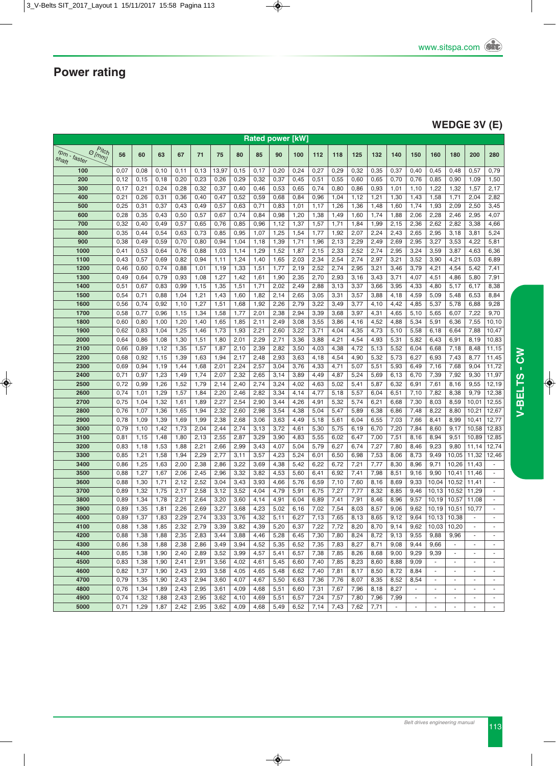# Power rating

## WEDGE 3V (E)

| rpm - faster shaft / Pitch Ø [mm] | 56 | 60 | 63 | 67 | 71 | 75 | 80 | 85 | 90 | 100 | 112 | 118 | 125 | 132 | 140 | 150 | 160 | 180 | 200 | 280 |
|---|---|---|---|---|---|---|---|---|---|---|---|---|---|---|---|---|---|---|---|---|
| | Rated power [kW] | | | | | | | | | | | | | | | | | | | |
| **100** | 0,07 | 0,08 | 0,10 | 0,11 | 0,13 | 13,97 | 0,15 | 0,17 | 0,20 | 0,24 | 0,27 | 0,29 | 0,32 | 0,35 | 0,37 | 0,40 | 0,45 | 0,48 | 0,57 | 0,79 |
| **200** | 0,12 | 0,15 | 0,18 | 0,20 | 0,23 | 0,26 | 0,29 | 0,32 | 0,37 | 0,45 | 0,51 | 0,55 | 0,60 | 0,65 | 0,70 | 0,76 | 0,85 | 0,90 | 1,09 | 1,50 |
| **300** | 0,17 | 0,21 | 0,24 | 0,28 | 0,32 | 0,37 | 0,40 | 0,46 | 0,53 | 0,65 | 0,74 | 0,80 | 0,86 | 0,93 | 1,01 | 1,10 | 1,22 | 1,32 | 1,57 | 2,17 |
| **400** | 0,21 | 0,26 | 0,31 | 0,36 | 0,40 | 0,47 | 0,52 | 0,59 | 0,68 | 0,84 | 0,96 | 1,04 | 1,12 | 1,21 | 1,30 | 1,43 | 1,58 | 1,71 | 2,04 | 2,82 |
| **500** | 0,25 | 0,31 | 0,37 | 0,43 | 0,49 | 0,57 | 0,63 | 0,71 | 0,83 | 1,01 | 1,17 | 1,26 | 1,36 | 1,48 | 1,60 | 1,74 | 1,93 | 2,09 | 2,50 | 3,45 |
| **600** | 0,28 | 0,35 | 0,43 | 0,50 | 0,57 | 0,67 | 0,74 | 0,84 | 0,98 | 1,20 | 1,38 | 1,49 | 1,60 | 1,74 | 1,88 | 2,06 | 2,28 | 2,46 | 2,95 | 4,07 |
| **700** | 0,32 | 0,40 | 0,49 | 0,57 | 0,65 | 0,76 | 0,85 | 0,96 | 1,12 | 1,37 | 1,57 | 1,71 | 1,84 | 1,99 | 2,15 | 2,36 | 2,62 | 2,82 | 3,38 | 4,66 |
| **800** | 0,35 | 0,44 | 0,54 | 0,63 | 0,73 | 0,85 | 0,95 | 1,07 | 1,25 | 1,54 | 1,77 | 1,92 | 2,07 | 2,24 | 2,43 | 2,65 | 2,95 | 3,18 | 3,81 | 5,24 |
| **900** | 0,38 | 0,49 | 0,59 | 0,70 | 0,80 | 0,94 | 1,04 | 1,18 | 1,39 | 1,71 | 1,96 | 2,13 | 2,29 | 2,49 | 2,69 | 2,95 | 3,27 | 3,53 | 4,22 | 5,81 |
| **1000** | 0,41 | 0,53 | 0,64 | 0,76 | 0,88 | 1,03 | 1,14 | 1,29 | 1,52 | 1,87 | 2,15 | 2,33 | 2,52 | 2,74 | 2,95 | 3,24 | 3,59 | 3,87 | 4,63 | 6,36 |
| **1100** | 0,43 | 0,57 | 0,69 | 0,82 | 0,94 | 1,11 | 1,24 | 1,40 | 1,65 | 2,03 | 2,34 | 2,54 | 2,74 | 2,97 | 3,21 | 3,52 | 3,90 | 4,21 | 5,03 | 6,89 |
| **1200** | 0,46 | 0,60 | 0,74 | 0,88 | 1,01 | 1,19 | 1,33 | 1,51 | 1,77 | 2,19 | 2,52 | 2,74 | 2,95 | 3,21 | 3,46 | 3,79 | 4,21 | 4,54 | 5,42 | 7,41 |
| **1300** | 0,49 | 0,64 | 0,79 | 0,93 | 1,08 | 1,27 | 1,42 | 1,61 | 1,90 | 2,35 | 2,70 | 2,93 | 3,16 | 3,43 | 3,71 | 4,07 | 4,51 | 4,86 | 5,80 | 7,91 |
| **1400** | 0,51 | 0,67 | 0,83 | 0,99 | 1,15 | 1,35 | 1,51 | 1,71 | 2,02 | 2,49 | 2,88 | 3,13 | 3,37 | 3,66 | 3,95 | 4,33 | 4,80 | 5,17 | 6,17 | 8,38 |
| **1500** | 0,54 | 0,71 | 0,88 | 1,04 | 1,21 | 1,43 | 1,60 | 1,82 | 2,14 | 2,65 | 3,05 | 3,31 | 3,57 | 3,88 | 4,18 | 4,59 | 5,09 | 5,48 | 6,53 | 8,84 |
| **1600** | 0,56 | 0,74 | 0,92 | 1,10 | 1,27 | 1,51 | 1,68 | 1,92 | 2,26 | 2,79 | 3,22 | 3,49 | 3,77 | 4,10 | 4,42 | 4,85 | 5,37 | 5,78 | 6,88 | 9,28 |
| **1700** | 0,58 | 0,77 | 0,96 | 1,15 | 1,34 | 1,58 | 1,77 | 2,01 | 2,38 | 2,94 | 3,39 | 3,68 | 3,97 | 4,31 | 4,65 | 5,10 | 5,65 | 6,07 | 7,22 | 9,70 |
| **1800** | 0,60 | 0,80 | 1,00 | 1,20 | 1,40 | 1,65 | 1,85 | 2,11 | 2,49 | 3,08 | 3,55 | 3,86 | 4,16 | 4,52 | 4,88 | 5,34 | 5,91 | 6,36 | 7,55 | 10,10 |
| **1900** | 0,62 | 0,83 | 1,04 | 1,25 | 1,46 | 1,73 | 1,93 | 2,21 | 2,60 | 3,22 | 3,71 | 4,04 | 4,35 | 4,73 | 5,10 | 5,58 | 6,18 | 6,64 | 7,88 | 10,47 |
| **2000** | 0,64 | 0,86 | 1,08 | 1,30 | 1,51 | 1,80 | 2,01 | 2,29 | 2,71 | 3,36 | 3,88 | 4,21 | 4,54 | 4,93 | 5,31 | 5,82 | 6,43 | 6,91 | 8,19 | 10,83 |
| **2100** | 0,66 | 0,89 | 1,12 | 1,35 | 1,57 | 1,87 | 2,10 | 2,39 | 2,82 | 3,50 | 4,03 | 4,38 | 4,72 | 5,13 | 5,52 | 6,04 | 6,68 | 7,18 | 8,48 | 11,15 |
| **2200** | 0,68 | 0,92 | 1,15 | 1,39 | 1,63 | 1,94 | 2,17 | 2,48 | 2,93 | 3,63 | 4,18 | 4,54 | 4,90 | 5,32 | 5,73 | 6,27 | 6,93 | 7,43 | 8,77 | 11,45 |
| **2300** | 0,69 | 0,94 | 1,19 | 1,44 | 1,68 | 2,01 | 2,24 | 2,57 | 3,04 | 3,76 | 4,33 | 4,71 | 5,07 | 5,51 | 5,93 | 6,49 | 7,16 | 7,68 | 9,04 | 11,72 |
| **2400** | 0,71 | 0,97 | 1,23 | 1,49 | 1,74 | 2,07 | 2,32 | 2,65 | 3,14 | 3,89 | 4,49 | 4,87 | 5,24 | 5,69 | 6,13 | 6,70 | 7,39 | 7,92 | 9,30 | 11,97 |
| **2500** | 0,72 | 0,99 | 1,26 | 1,52 | 1,79 | 2,14 | 2,40 | 2,74 | 3,24 | 4,02 | 4,63 | 5,02 | 5,41 | 5,87 | 6,32 | 6,91 | 7,61 | 8,16 | 9,55 | 12,19 |
| **2600** | 0,74 | 1,01 | 1,29 | 1,57 | 1,84 | 2,20 | 2,46 | 2,82 | 3,34 | 4,14 | 4,77 | 5,18 | 5,57 | 6,04 | 6,51 | 7,10 | 7,82 | 8,38 | 9,79 | 12,38 |
| **2700** | 0,75 | 1,04 | 1,32 | 1,61 | 1,89 | 2,27 | 2,54 | 2,90 | 3,44 | 4,26 | 4,91 | 5,32 | 5,74 | 6,21 | 6,68 | 7,30 | 8,03 | 8,59 | 10,01 | 12,55 |
| **2800** | 0,76 | 1,07 | 1,36 | 1,65 | 1,94 | 2,32 | 2,60 | 2,98 | 3,54 | 4,38 | 5,04 | 5,47 | 5,89 | 6,38 | 6,86 | 7,48 | 8,22 | 8,80 | 10,21 | 12,67 |
| **2900** | 0,78 | 1,09 | 1,39 | 1,69 | 1,99 | 2,38 | 2,68 | 3,06 | 3,63 | 4,49 | 5,18 | 5,61 | 6,04 | 6,55 | 7,03 | 7,66 | 8,41 | 8,99 | 10,41 | 12,77 |
| **3000** | 0,79 | 1,10 | 1,42 | 1,73 | 2,04 | 2,44 | 2,74 | 3,13 | 3,72 | 4,61 | 5,30 | 5,75 | 6,19 | 6,70 | 7,20 | 7,84 | 8,60 | 9,17 | 10,58 | 12,83 |
| **3100** | 0,81 | 1,15 | 1,48 | 1,80 | 2,13 | 2,55 | 2,87 | 3,29 | 3,90 | 4,83 | 5,55 | 6,02 | 6,47 | 7,00 | 7,51 | 8,16 | 8,94 | 9,51 | 10,89 | 12,85 |
| **3200** | 0,83 | 1,18 | 1,53 | 1,88 | 2,21 | 2,66 | 2,99 | 3,43 | 4,07 | 5,04 | 5,79 | 6,27 | 6,74 | 7,27 | 7,80 | 8,46 | 9,23 | 9,80 | 11,14 | 12,74 |
| **3300** | 0,85 | 1,21 | 1,58 | 1,94 | 2,29 | 2,77 | 3,11 | 3,57 | 4,23 | 5,24 | 6,01 | 6,50 | 6,98 | 7,53 | 8,06 | 8,73 | 9,49 | 10,05 | 11,32 | 12,46 |
| **3400** | 0,86 | 1,25 | 1,63 | 2,00 | 2,38 | 2,86 | 3,22 | 3,69 | 4,38 | 5,42 | 6,22 | 6,72 | 7,21 | 7,77 | 8,30 | 8,96 | 9,71 | 10,26 | 11,43 | - |
| **3500** | 0,88 | 1,27 | 1,67 | 2,06 | 2,45 | 2,96 | 3,32 | 3,82 | 4,53 | 5,60 | 6,41 | 6,92 | 7,41 | 7,98 | 8,51 | 9,16 | 9,90 | 10,41 | 11,46 | - |
| **3600** | 0,88 | 1,30 | 1,71 | 2,12 | 2,52 | 3,04 | 3,43 | 3,93 | 4,66 | 5,76 | 6,59 | 7,10 | 7,60 | 8,16 | 8,69 | 9,33 | 10,04 | 10,52 | 11,41 | - |
| **3700** | 0,89 | 1,32 | 1,75 | 2,17 | 2,58 | 3,12 | 3,52 | 4,04 | 4,79 | 5,91 | 6,75 | 7,27 | 7,77 | 8,32 | 8,85 | 9,46 | 10,13 | 10,52 | 11,29 | - |
| **3800** | 0,89 | 1,34 | 1,78 | 2,21 | 2,64 | 3,20 | 3,60 | 4,14 | 4,91 | 6,04 | 6,89 | 7,41 | 7,91 | 8,46 | 8,96 | 9,57 | 10,19 | 10,57 | 11,08 | - |
| **3900** | 0,89 | 1,35 | 1,81 | 2,26 | 2,69 | 3,27 | 3,68 | 4,23 | 5,02 | 6,16 | 7,02 | 7,54 | 8,03 | 8,57 | 9,06 | 9,62 | 10,19 | 10,51 | 10,77 | - |
| **4000** | 0,89 | 1,37 | 1,83 | 2,29 | 2,74 | 3,33 | 3,76 | 4,32 | 5,11 | 6,27 | 7,13 | 7,65 | 8,13 | 8,65 | 9,12 | 9,64 | 10,13 | 10,38 | - | - |
| **4100** | 0,88 | 1,38 | 1,85 | 2,32 | 2,79 | 3,39 | 3,82 | 4,39 | 5,20 | 6,37 | 7,22 | 7,72 | 8,20 | 8,70 | 9,14 | 9,62 | 10,03 | 10,20 | - | - |
| **4200** | 0,88 | 1,38 | 1,88 | 2,35 | 2,83 | 3,44 | 3,88 | 4,46 | 5,28 | 6,45 | 7,30 | 7,80 | 8,24 | 8,72 | 9,13 | 9,55 | 9,88 | 9,96 | - | - |
| **4300** | 0,86 | 1,38 | 1,88 | 2,38 | 2,86 | 3,49 | 3,94 | 4,52 | 5,35 | 6,52 | 7,35 | 7,83 | 8,27 | 8,71 | 9,08 | 9,44 | 9,66 | - | - | - |
| **4400** | 0,85 | 1,38 | 1,90 | 2,40 | 2,89 | 3,52 | 3,99 | 4,57 | 5,41 | 6,57 | 7,38 | 7,85 | 8,26 | 8,68 | 9,00 | 9,29 | 9,39 | - | - | - |
| **4500** | 0,83 | 1,38 | 1,90 | 2,41 | 2,91 | 3,56 | 4,02 | 4,61 | 5,45 | 6,60 | 7,40 | 7,85 | 8,23 | 8,60 | 8,88 | 9,09 | - | - | - | - |
| **4600** | 0,82 | 1,37 | 1,90 | 2,43 | 2,93 | 3,58 | 4,05 | 4,65 | 5,48 | 6,62 | 7,40 | 7,81 | 8,17 | 8,50 | 8,72 | 8,84 | - | - | - | - |
| **4700** | 0,79 | 1,35 | 1,90 | 2,43 | 2,94 | 3,60 | 4,07 | 4,67 | 5,50 | 6,63 | 7,36 | 7,76 | 8,07 | 8,35 | 8,52 | 8,54 | - | - | - | - |
| **4800** | 0,76 | 1,34 | 1,89 | 2,43 | 2,95 | 3,61 | 4,09 | 4,68 | 5,51 | 6,60 | 7,31 | 7,67 | 7,96 | 8,18 | 8,27 | - | - | - | - | - |
| **4900** | 0,74 | 1,32 | 1,88 | 2,43 | 2,95 | 3,62 | 4,10 | 4,69 | 5,51 | 6,57 | 7,24 | 7,57 | 7,80 | 7,96 | 7,99 | - | - | - | - | - |
| **5000** | 0,71 | 1,29 | 1,87 | 2,42 | 2,95 | 3,62 | 4,09 | 4,68 | 5,49 | 6,52 | 7,14 | 7,43 | 7,62 | 7,71 | - | - | - | - | - | - |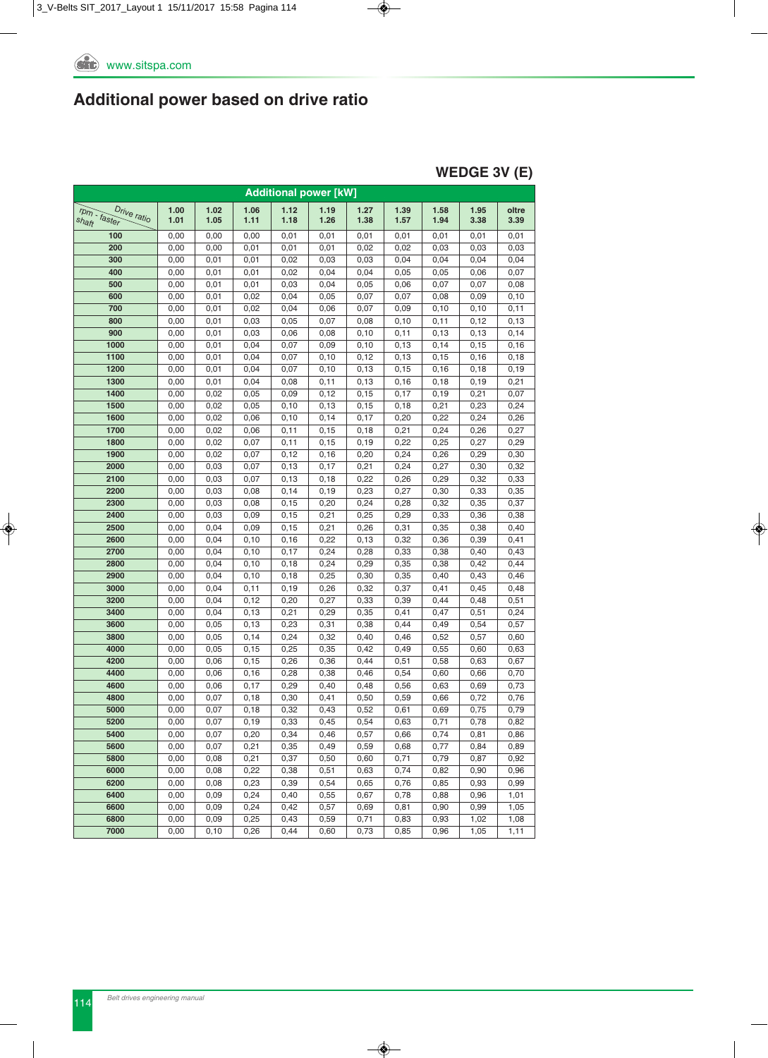## Additional power based on drive ratio

### WEDGE 3V (E)

| Additional power [kW] | | | | | | | | | | |
|---|---|---|---|---|---|---|---|---|---|---|
| rpm - faster shaft / Drive ratio | 1.00 1.01 | 1.02 1.05 | 1.06 1.11 | 1.12 1.18 | 1.19 1.26 | 1.27 1.38 | 1.39 1.57 | 1.58 1.94 | 1.95 3.38 | oltre 3.39 |
| 100 | 0,00 | 0,00 | 0,00 | 0,01 | 0,01 | 0,01 | 0,01 | 0,01 | 0,01 | 0,01 |
| 200 | 0,00 | 0,00 | 0,01 | 0,01 | 0,01 | 0,02 | 0,02 | 0,03 | 0,03 | 0,03 |
| 300 | 0,00 | 0,01 | 0,01 | 0,02 | 0,03 | 0,03 | 0,04 | 0,04 | 0,04 | 0,04 |
| 400 | 0,00 | 0,01 | 0,01 | 0,02 | 0,04 | 0,04 | 0,05 | 0,05 | 0,06 | 0,07 |
| 500 | 0,00 | 0,01 | 0,01 | 0,03 | 0,04 | 0,05 | 0,06 | 0,07 | 0,07 | 0,08 |
| 600 | 0,00 | 0,01 | 0,02 | 0,04 | 0,05 | 0,07 | 0,07 | 0,08 | 0,09 | 0,10 |
| 700 | 0,00 | 0,01 | 0,02 | 0,04 | 0,06 | 0,07 | 0,09 | 0,10 | 0,10 | 0,11 |
| 800 | 0,00 | 0,01 | 0,03 | 0,05 | 0,07 | 0,08 | 0,10 | 0,11 | 0,12 | 0,13 |
| 900 | 0,00 | 0,01 | 0,03 | 0,06 | 0,08 | 0,10 | 0,11 | 0,13 | 0,13 | 0,14 |
| 1000 | 0,00 | 0,01 | 0,04 | 0,07 | 0,09 | 0,10 | 0,13 | 0,14 | 0,15 | 0,16 |
| 1100 | 0,00 | 0,01 | 0,04 | 0,07 | 0,10 | 0,12 | 0,13 | 0,15 | 0,16 | 0,18 |
| 1200 | 0,00 | 0,01 | 0,04 | 0,07 | 0,10 | 0,13 | 0,15 | 0,16 | 0,18 | 0,19 |
| 1300 | 0,00 | 0,01 | 0,04 | 0,08 | 0,11 | 0,13 | 0,16 | 0,18 | 0,19 | 0,21 |
| 1400 | 0,00 | 0,02 | 0,05 | 0,09 | 0,12 | 0,15 | 0,17 | 0,19 | 0,21 | 0,07 |
| 1500 | 0,00 | 0,02 | 0,05 | 0,10 | 0,13 | 0,15 | 0,18 | 0,21 | 0,23 | 0,24 |
| 1600 | 0,00 | 0,02 | 0,06 | 0,10 | 0,14 | 0,17 | 0,20 | 0,22 | 0,24 | 0,26 |
| 1700 | 0,00 | 0,02 | 0,06 | 0,11 | 0,15 | 0,18 | 0,21 | 0,24 | 0,26 | 0,27 |
| 1800 | 0,00 | 0,02 | 0,07 | 0,11 | 0,15 | 0,19 | 0,22 | 0,25 | 0,27 | 0,29 |
| 1900 | 0,00 | 0,02 | 0,07 | 0,12 | 0,16 | 0,20 | 0,24 | 0,26 | 0,29 | 0,30 |
| 2000 | 0,00 | 0,03 | 0,07 | 0,13 | 0,17 | 0,21 | 0,24 | 0,27 | 0,30 | 0,32 |
| 2100 | 0,00 | 0,03 | 0,07 | 0,13 | 0,18 | 0,22 | 0,26 | 0,29 | 0,32 | 0,33 |
| 2200 | 0,00 | 0,03 | 0,08 | 0,14 | 0,19 | 0,23 | 0,27 | 0,30 | 0,33 | 0,35 |
| 2300 | 0,00 | 0,03 | 0,08 | 0,15 | 0,20 | 0,24 | 0,28 | 0,32 | 0,35 | 0,37 |
| 2400 | 0,00 | 0,03 | 0,09 | 0,15 | 0,21 | 0,25 | 0,29 | 0,33 | 0,36 | 0,38 |
| 2500 | 0,00 | 0,04 | 0,09 | 0,15 | 0,21 | 0,26 | 0,31 | 0,35 | 0,38 | 0,40 |
| 2600 | 0,00 | 0,04 | 0,10 | 0,16 | 0,22 | 0,13 | 0,32 | 0,36 | 0,39 | 0,41 |
| 2700 | 0,00 | 0,04 | 0,10 | 0,17 | 0,24 | 0,28 | 0,33 | 0,38 | 0,40 | 0,43 |
| 2800 | 0,00 | 0,04 | 0,10 | 0,18 | 0,24 | 0,29 | 0,35 | 0,38 | 0,42 | 0,44 |
| 2900 | 0,00 | 0,04 | 0,10 | 0,18 | 0,25 | 0,30 | 0,35 | 0,40 | 0,43 | 0,46 |
| 3000 | 0,00 | 0,04 | 0,11 | 0,19 | 0,26 | 0,32 | 0,37 | 0,41 | 0,45 | 0,48 |
| 3200 | 0,00 | 0,04 | 0,12 | 0,20 | 0,27 | 0,33 | 0,39 | 0,44 | 0,48 | 0,51 |
| 3400 | 0,00 | 0,04 | 0,13 | 0,21 | 0,29 | 0,35 | 0,41 | 0,47 | 0,51 | 0,24 |
| 3600 | 0,00 | 0,05 | 0,13 | 0,23 | 0,31 | 0,38 | 0,44 | 0,49 | 0,54 | 0,57 |
| 3800 | 0,00 | 0,05 | 0,14 | 0,24 | 0,32 | 0,40 | 0,46 | 0,52 | 0,57 | 0,60 |
| 4000 | 0,00 | 0,05 | 0,15 | 0,25 | 0,35 | 0,42 | 0,49 | 0,55 | 0,60 | 0,63 |
| 4200 | 0,00 | 0,06 | 0,15 | 0,26 | 0,36 | 0,44 | 0,51 | 0,58 | 0,63 | 0,67 |
| 4400 | 0,00 | 0,06 | 0,16 | 0,28 | 0,38 | 0,46 | 0,54 | 0,60 | 0,66 | 0,70 |
| 4600 | 0,00 | 0,06 | 0,17 | 0,29 | 0,40 | 0,48 | 0,56 | 0,63 | 0,69 | 0,73 |
| 4800 | 0,00 | 0,07 | 0,18 | 0,30 | 0,41 | 0,50 | 0,59 | 0,66 | 0,72 | 0,76 |
| 5000 | 0,00 | 0,07 | 0,18 | 0,32 | 0,43 | 0,52 | 0,61 | 0,69 | 0,75 | 0,79 |
| 5200 | 0,00 | 0,07 | 0,19 | 0,33 | 0,45 | 0,54 | 0,63 | 0,71 | 0,78 | 0,82 |
| 5400 | 0,00 | 0,07 | 0,20 | 0,34 | 0,46 | 0,57 | 0,66 | 0,74 | 0,81 | 0,86 |
| 5600 | 0,00 | 0,07 | 0,21 | 0,35 | 0,49 | 0,59 | 0,68 | 0,77 | 0,84 | 0,89 |
| 5800 | 0,00 | 0,08 | 0,21 | 0,37 | 0,50 | 0,60 | 0,71 | 0,79 | 0,87 | 0,92 |
| 6000 | 0,00 | 0,08 | 0,22 | 0,38 | 0,51 | 0,63 | 0,74 | 0,82 | 0,90 | 0,96 |
| 6200 | 0,00 | 0,08 | 0,23 | 0,39 | 0,54 | 0,65 | 0,76 | 0,85 | 0,93 | 0,99 |
| 6400 | 0,00 | 0,09 | 0,24 | 0,40 | 0,55 | 0,67 | 0,78 | 0,88 | 0,96 | 1,01 |
| 6600 | 0,00 | 0,09 | 0,24 | 0,42 | 0,57 | 0,69 | 0,81 | 0,90 | 0,99 | 1,05 |
| 6800 | 0,00 | 0,09 | 0,25 | 0,43 | 0,59 | 0,71 | 0,83 | 0,93 | 1,02 | 1,08 |
| 7000 | 0,00 | 0,10 | 0,26 | 0,44 | 0,60 | 0,73 | 0,85 | 0,96 | 1,05 | 1,11 |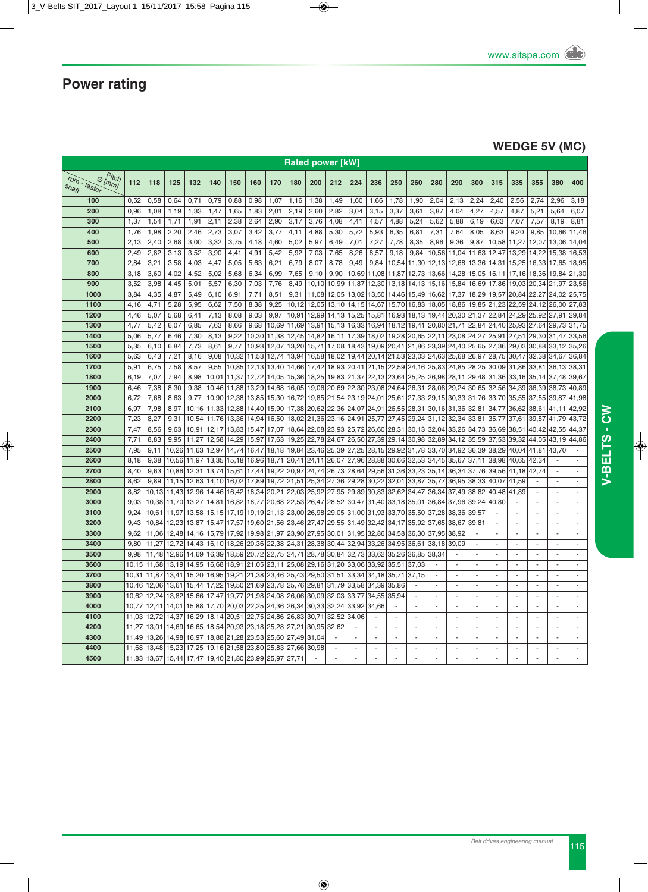# Power rating

## WEDGE 5V (MC)

| Rated power [kW] | | | | | | | | | | | | | | | | | | | | | | | |
|---|---|---|---|---|---|---|---|---|---|---|---|---|---|---|---|---|---|---|---|---|---|---|---|
| rpm - faster shaft / Pitch Ø [mm] | 112 | 118 | 125 | 132 | 140 | 150 | 160 | 170 | 180 | 200 | 212 | 224 | 236 | 250 | 260 | 280 | 290 | 300 | 315 | 335 | 355 | 380 | 400 |
| 100 | 0,52 | 0,58 | 0,64 | 0,71 | 0,79 | 0,88 | 0,98 | 1,07 | 1,16 | 1,38 | 1,49 | 1,60 | 1,66 | 1,78 | 1,90 | 2,04 | 2,13 | 2,24 | 2,40 | 2,56 | 2,74 | 2,96 | 3,18 |
| 200 | 0,96 | 1,08 | 1,19 | 1,33 | 1,47 | 1,65 | 1,83 | 2,01 | 2,19 | 2,60 | 2,82 | 3,04 | 3,15 | 3,37 | 3,61 | 3,87 | 4,04 | 4,27 | 4,57 | 4,87 | 5,21 | 5,64 | 6,07 |
| 300 | 1,37 | 1,54 | 1,71 | 1,91 | 2,11 | 2,38 | 2,64 | 2,90 | 3,17 | 3,76 | 4,08 | 4,41 | 4,57 | 4,88 | 5,24 | 5,62 | 5,88 | 6,19 | 6,63 | 7,07 | 7,57 | 8,19 | 8,81 |
| 400 | 1,76 | 1,98 | 2,20 | 2,46 | 2,73 | 3,07 | 3,42 | 3,77 | 4,11 | 4,88 | 5,30 | 5,72 | 5,93 | 6,35 | 6,81 | 7,31 | 7,64 | 8,05 | 8,63 | 9,20 | 9,85 | 10,66 | 11,46 |
| 500 | 2,13 | 2,40 | 2,68 | 3,00 | 3,32 | 3,75 | 4,18 | 4,60 | 5,02 | 5,97 | 6,49 | 7,01 | 7,27 | 7,78 | 8,35 | 8,96 | 9,36 | 9,87 | 10,58 | 11,27 | 12,07 | 13,06 | 14,04 |
| 600 | 2,49 | 2,82 | 3,13 | 3,52 | 3,90 | 4,41 | 4,91 | 5,42 | 5,92 | 7,03 | 7,65 | 8,26 | 8,57 | 9,18 | 9,84 | 10,56 | 11,04 | 11,63 | 12,47 | 13,29 | 14,22 | 15,38 | 16,53 |
| 700 | 2,84 | 3,21 | 3,58 | 4,03 | 4,47 | 5,05 | 5,63 | 6,21 | 6,79 | 8,07 | 8,78 | 9,49 | 9,84 | 10,54 | 11,30 | 12,13 | 12,68 | 13,36 | 14,31 | 15,25 | 16,33 | 17,65 | 18,95 |
| 800 | 3,18 | 3,60 | 4,02 | 4,52 | 5,02 | 5,68 | 6,34 | 6,99 | 7,65 | 9,10 | 9,90 | 10,69 | 11,08 | 11,87 | 12,73 | 13,66 | 14,28 | 15,05 | 16,11 | 17,16 | 18,36 | 19,84 | 21,30 |
| 900 | 3,52 | 3,98 | 4,45 | 5,01 | 5,57 | 6,30 | 7,03 | 7,76 | 8,49 | 10,10 | 10,99 | 11,87 | 12,30 | 13,18 | 14,13 | 15,16 | 15,84 | 16,69 | 17,86 | 19,03 | 20,34 | 21,97 | 23,56 |
| 1000 | 3,84 | 4,35 | 4,87 | 5,49 | 6,10 | 6,91 | 7,71 | 8,51 | 9,31 | 11,08 | 12,05 | 13,02 | 13,50 | 14,46 | 15,49 | 16,62 | 17,37 | 18,29 | 19,57 | 20,84 | 22,27 | 24,02 | 25,75 |
| 1100 | 4,16 | 4,71 | 5,28 | 5,95 | 6,62 | 7,50 | 8,38 | 9,25 | 10,12 | 12,05 | 13,10 | 14,15 | 14,67 | 15,70 | 16,83 | 18,05 | 18,86 | 19,85 | 21,23 | 22,59 | 24,12 | 26,00 | 27,83 |
| 1200 | 4,46 | 5,07 | 5,68 | 6,41 | 7,13 | 8,08 | 9,03 | 9,97 | 10,91 | 12,99 | 14,13 | 15,25 | 15,81 | 16,93 | 18,13 | 19,44 | 20,30 | 21,37 | 22,84 | 24,29 | 25,92 | 27,91 | 29,84 |
| 1300 | 4,77 | 5,42 | 6,07 | 6,85 | 7,63 | 8,66 | 9,68 | 10,69 | 11,69 | 13,91 | 15,13 | 16,33 | 16,94 | 18,12 | 19,41 | 20,80 | 21,71 | 22,84 | 24,40 | 25,93 | 27,64 | 29,73 | 31,75 |
| 1400 | 5,06 | 5,77 | 6,46 | 7,30 | 8,13 | 9,22 | 10,30 | 11,38 | 12,45 | 14,82 | 16,11 | 17,39 | 18,02 | 19,28 | 20,65 | 22,11 | 23,08 | 24,27 | 25,91 | 27,51 | 29,30 | 31,47 | 33,56 |
| 1500 | 5,35 | 6,10 | 6,84 | 7,73 | 8,61 | 9,77 | 10,93 | 12,07 | 13,20 | 15,71 | 17,08 | 18,43 | 19,09 | 20,41 | 21,86 | 23,39 | 24,40 | 25,65 | 27,36 | 29,03 | 30,88 | 33,12 | 35,26 |
| 1600 | 5,63 | 6,43 | 7,21 | 8,16 | 9,08 | 10,32 | 11,53 | 12,74 | 13,94 | 16,58 | 18,02 | 19,44 | 20,14 | 21,53 | 23,03 | 24,63 | 25,68 | 26,97 | 28,75 | 30,47 | 32,38 | 34,67 | 36,84 |
| 1700 | 5,91 | 6,75 | 7,58 | 8,57 | 9,55 | 10,85 | 12,13 | 13,40 | 14,66 | 17,42 | 18,93 | 20,41 | 21,15 | 22,59 | 24,16 | 25,83 | 24,85 | 28,25 | 30,09 | 31,86 | 33,81 | 36,13 | 38,31 |
| 1800 | 6,19 | 7,07 | 7,94 | 8,98 | 10,01 | 11,37 | 12,72 | 14,05 | 15,36 | 18,25 | 19,83 | 21,37 | 22,13 | 23,64 | 25,25 | 26,98 | 28,11 | 29,48 | 31,36 | 33,16 | 35,14 | 37,48 | 39,67 |
| 1900 | 6,46 | 7,38 | 8,30 | 9,38 | 10,46 | 11,88 | 13,29 | 14,68 | 16,05 | 19,06 | 20,69 | 22,30 | 23,08 | 24,64 | 26,31 | 28,08 | 29,24 | 30,65 | 32,56 | 34,39 | 36,39 | 38,73 | 40,89 |
| 2000 | 6,72 | 7,68 | 8,63 | 9,77 | 10,90 | 12,38 | 13,85 | 15,30 | 16,72 | 19,85 | 21,54 | 23,19 | 24,01 | 25,61 | 27,33 | 29,15 | 30,33 | 31,76 | 33,70 | 35,55 | 37,55 | 39,87 | 41,98 |
| 2100 | 6,97 | 7,98 | 8,97 | 10,16 | 11,33 | 12,88 | 14,40 | 15,90 | 17,38 | 20,62 | 22,36 | 24,07 | 24,91 | 26,55 | 28,31 | 30,16 | 31,36 | 32,81 | 34,77 | 36,62 | 38,61 | 41,11 | 42,92 |
| 2200 | 7,23 | 8,27 | 9,31 | 10,54 | 11,76 | 13,36 | 14,94 | 16,50 | 18,02 | 21,36 | 23,16 | 24,91 | 25,77 | 27,45 | 29,24 | 31,12 | 32,34 | 33,81 | 35,77 | 37,61 | 39,57 | 41,79 | 43,72 |
| 2300 | 7,47 | 8,56 | 9,63 | 10,91 | 12,17 | 13,83 | 15,47 | 17,07 | 18,64 | 22,08 | 23,93 | 25,72 | 26,60 | 28,31 | 30,13 | 32,04 | 33,26 | 34,73 | 36,69 | 38,51 | 40,42 | 42,55 | 44,37 |
| 2400 | 7,71 | 8,83 | 9,95 | 11,27 | 12,58 | 14,29 | 15,97 | 17,63 | 19,25 | 22,78 | 24,67 | 26,50 | 27,39 | 29,14 | 30,98 | 32,89 | 34,12 | 35,59 | 37,53 | 39,32 | 44,05 | 43,19 | 44,86 |
| 2500 | 7,95 | 9,11 | 10,26 | 11,63 | 12,97 | 14,74 | 16,47 | 18,18 | 19,84 | 23,46 | 25,39 | 27,25 | 28,15 | 29,92 | 31,78 | 33,70 | 34,92 | 36,39 | 38,29 | 40,04 | 41,81 | 43,70 | - |
| 2600 | 8,18 | 9,38 | 10,56 | 11,97 | 13,35 | 15,18 | 16,96 | 18,71 | 20,41 | 24,11 | 26,07 | 27,96 | 28,88 | 30,66 | 32,53 | 34,45 | 35,67 | 37,11 | 38,98 | 40,65 | 42,34 | - | - |
| 2700 | 8,40 | 9,63 | 10,86 | 12,31 | 13,74 | 15,61 | 17,44 | 19,22 | 20,97 | 24,74 | 26,73 | 28,64 | 29,56 | 31,36 | 33,23 | 35,14 | 36,34 | 37,76 | 39,56 | 41,18 | 42,74 | - | - |
| 2800 | 8,62 | 9,89 | 11,15 | 12,63 | 14,10 | 16,02 | 17,89 | 19,72 | 21,51 | 25,34 | 27,36 | 29,28 | 30,22 | 32,01 | 33,87 | 35,77 | 36,95 | 38,33 | 40,07 | 41,59 | - | - | - |
| 2900 | 8,82 | 10,13 | 11,43 | 12,96 | 14,46 | 16,42 | 18,34 | 20,21 | 22,03 | 25,92 | 27,95 | 29,89 | 30,83 | 32,62 | 34,47 | 36,34 | 37,49 | 38,82 | 40,48 | 41,89 | - | - | - |
| 3000 | 9,03 | 10,38 | 11,70 | 13,27 | 14,81 | 16,82 | 18,77 | 20,68 | 22,53 | 26,47 | 28,52 | 30,47 | 31,40 | 33,18 | 35,01 | 36,84 | 37,96 | 39,24 | 40,80 | - | - | - | - |
| 3100 | 9,24 | 10,61 | 11,97 | 13,58 | 15,15 | 17,19 | 19,19 | 21,13 | 23,00 | 26,98 | 29,05 | 31,00 | 31,93 | 33,70 | 35,50 | 37,28 | 38,36 | 39,57 | - | - | - | - | - |
| 3200 | 9,43 | 10,84 | 12,23 | 13,87 | 15,47 | 17,57 | 19,60 | 21,56 | 23,46 | 27,47 | 29,55 | 31,49 | 32,42 | 34,17 | 35,92 | 37,65 | 38,67 | 39,81 | - | - | - | - | - |
| 3300 | 9,62 | 11,06 | 12,48 | 14,16 | 15,79 | 17,92 | 19,98 | 21,97 | 23,90 | 27,95 | 30,01 | 31,95 | 32,86 | 34,58 | 36,30 | 37,95 | 38,92 | - | - | - | - | - | - |
| 3400 | 9,80 | 11,27 | 12,72 | 14,43 | 16,10 | 18,26 | 20,36 | 22,38 | 24,31 | 28,38 | 30,44 | 32,94 | 33,26 | 34,95 | 36,61 | 38,18 | 39,09 | - | - | - | - | - | - |
| 3500 | 9,98 | 11,48 | 12,96 | 14,69 | 16,39 | 18,59 | 20,72 | 22,75 | 24,71 | 28,78 | 30,84 | 32,73 | 33,62 | 35,26 | 36,85 | 38,34 | - | - | - | - | - | - | - |
| 3600 | 10,15 | 11,68 | 13,19 | 14,95 | 16,68 | 18,91 | 21,05 | 23,11 | 25,08 | 29,16 | 31,20 | 33,06 | 33,92 | 35,51 | 37,03 | - | - | - | - | - | - | - | - |
| 3700 | 10,31 | 11,87 | 13,41 | 15,20 | 16,95 | 19,21 | 21,38 | 23,46 | 25,43 | 29,50 | 31,51 | 33,34 | 34,18 | 35,71 | 37,15 | - | - | - | - | - | - | - | - |
| 3800 | 10,46 | 12,06 | 13,61 | 15,44 | 17,22 | 19,50 | 21,69 | 23,78 | 25,76 | 29,81 | 31,79 | 33,58 | 34,39 | 35,86 | - | - | - | - | - | - | - | - | - |
| 3900 | 10,62 | 12,24 | 13,82 | 15,66 | 17,47 | 19,77 | 21,98 | 24,08 | 26,06 | 30,09 | 32,03 | 33,77 | 34,55 | 35,94 | - | - | - | - | - | - | - | - | - |
| 4000 | 10,77 | 12,41 | 14,01 | 15,88 | 17,70 | 20,03 | 22,25 | 24,36 | 26,34 | 30,33 | 32,24 | 33,92 | 34,66 | - | - | - | - | - | - | - | - | - | - |
| 4100 | 11,03 | 12,72 | 14,37 | 16,29 | 18,14 | 20,51 | 22,75 | 24,86 | 26,83 | 30,71 | 32,52 | 34,06 | - | - | - | - | - | - | - | - | - | - | - |
| 4200 | 11,27 | 13,01 | 14,69 | 16,65 | 18,54 | 20,93 | 23,18 | 25,28 | 27,21 | 30,95 | 32,62 | - | - | - | - | - | - | - | - | - | - | - | - |
| 4300 | 11,49 | 13,26 | 14,98 | 16,97 | 18,88 | 21,28 | 23,53 | 25,60 | 27,49 | 31,04 | - | - | - | - | - | - | - | - | - | - | - | - | - |
| 4400 | 11,68 | 13,48 | 15,23 | 17,25 | 19,16 | 21,58 | 23,80 | 25,83 | 27,66 | 30,98 | - | - | - | - | - | - | - | - | - | - | - | - | - |
| 4500 | 11,83 | 13,67 | 15,44 | 17,47 | 19,40 | 21,80 | 23,99 | 25,97 | 27,71 | - | - | - | - | - | - | - | - | - | - | - | - | - | - |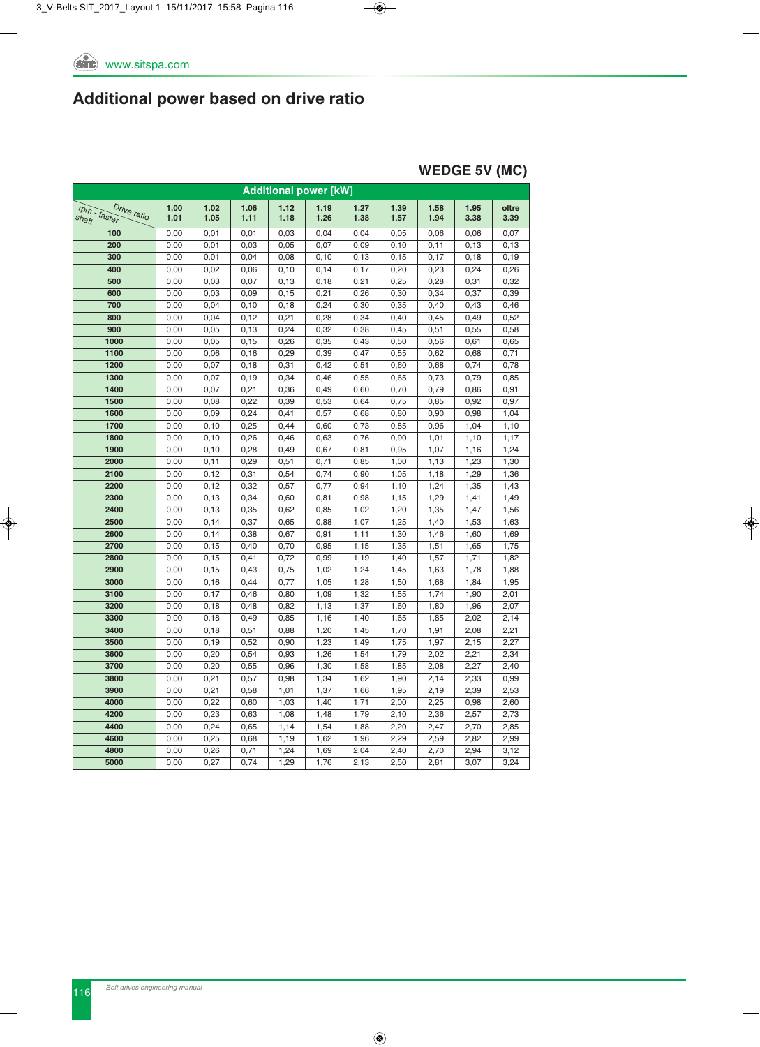## Additional power based on drive ratio

### WEDGE 5V (MC)

| Additional power [kW] | | | | | | | | | | |
|---|---|---|---|---|---|---|---|---|---|---|
| rpm - faster shaft / Drive ratio | 1.00 1.01 | 1.02 1.05 | 1.06 1.11 | 1.12 1.18 | 1.19 1.26 | 1.27 1.38 | 1.39 1.57 | 1.58 1.94 | 1.95 3.38 | oltre 3.39 |
| 100 | 0,00 | 0,01 | 0,01 | 0,03 | 0,04 | 0,04 | 0,05 | 0,06 | 0,06 | 0,07 |
| 200 | 0,00 | 0,01 | 0,03 | 0,05 | 0,07 | 0,09 | 0,10 | 0,11 | 0,13 | 0,13 |
| 300 | 0,00 | 0,01 | 0,04 | 0,08 | 0,10 | 0,13 | 0,15 | 0,17 | 0,18 | 0,19 |
| 400 | 0,00 | 0,02 | 0,06 | 0,10 | 0,14 | 0,17 | 0,20 | 0,23 | 0,24 | 0,26 |
| 500 | 0,00 | 0,03 | 0,07 | 0,13 | 0,18 | 0,21 | 0,25 | 0,28 | 0,31 | 0,32 |
| 600 | 0,00 | 0,03 | 0,09 | 0,15 | 0,21 | 0,26 | 0,30 | 0,34 | 0,37 | 0,39 |
| 700 | 0,00 | 0,04 | 0,10 | 0,18 | 0,24 | 0,30 | 0,35 | 0,40 | 0,43 | 0,46 |
| 800 | 0,00 | 0,04 | 0,12 | 0,21 | 0,28 | 0,34 | 0,40 | 0,45 | 0,49 | 0,52 |
| 900 | 0,00 | 0,05 | 0,13 | 0,24 | 0,32 | 0,38 | 0,45 | 0,51 | 0,55 | 0,58 |
| 1000 | 0,00 | 0,05 | 0,15 | 0,26 | 0,35 | 0,43 | 0,50 | 0,56 | 0,61 | 0,65 |
| 1100 | 0,00 | 0,06 | 0,16 | 0,29 | 0,39 | 0,47 | 0,55 | 0,62 | 0,68 | 0,71 |
| 1200 | 0,00 | 0,07 | 0,18 | 0,31 | 0,42 | 0,51 | 0,60 | 0,68 | 0,74 | 0,78 |
| 1300 | 0,00 | 0,07 | 0,19 | 0,34 | 0,46 | 0,55 | 0,65 | 0,73 | 0,79 | 0,85 |
| 1400 | 0,00 | 0,07 | 0,21 | 0,36 | 0,49 | 0,60 | 0,70 | 0,79 | 0,86 | 0,91 |
| 1500 | 0,00 | 0,08 | 0,22 | 0,39 | 0,53 | 0,64 | 0,75 | 0,85 | 0,92 | 0,97 |
| 1600 | 0,00 | 0,09 | 0,24 | 0,41 | 0,57 | 0,68 | 0,80 | 0,90 | 0,98 | 1,04 |
| 1700 | 0,00 | 0,10 | 0,25 | 0,44 | 0,60 | 0,73 | 0,85 | 0,96 | 1,04 | 1,10 |
| 1800 | 0,00 | 0,10 | 0,26 | 0,46 | 0,63 | 0,76 | 0,90 | 1,01 | 1,10 | 1,17 |
| 1900 | 0,00 | 0,10 | 0,28 | 0,49 | 0,67 | 0,81 | 0,95 | 1,07 | 1,16 | 1,24 |
| 2000 | 0,00 | 0,11 | 0,29 | 0,51 | 0,71 | 0,85 | 1,00 | 1,13 | 1,23 | 1,30 |
| 2100 | 0,00 | 0,12 | 0,31 | 0,54 | 0,74 | 0,90 | 1,05 | 1,18 | 1,29 | 1,36 |
| 2200 | 0,00 | 0,12 | 0,32 | 0,57 | 0,77 | 0,94 | 1,10 | 1,24 | 1,35 | 1,43 |
| 2300 | 0,00 | 0,13 | 0,34 | 0,60 | 0,81 | 0,98 | 1,15 | 1,29 | 1,41 | 1,49 |
| 2400 | 0,00 | 0,13 | 0,35 | 0,62 | 0,85 | 1,02 | 1,20 | 1,35 | 1,47 | 1,56 |
| 2500 | 0,00 | 0,14 | 0,37 | 0,65 | 0,88 | 1,07 | 1,25 | 1,40 | 1,53 | 1,63 |
| 2600 | 0,00 | 0,14 | 0,38 | 0,67 | 0,91 | 1,11 | 1,30 | 1,46 | 1,60 | 1,69 |
| 2700 | 0,00 | 0,15 | 0,40 | 0,70 | 0,95 | 1,15 | 1,35 | 1,51 | 1,65 | 1,75 |
| 2800 | 0,00 | 0,15 | 0,41 | 0,72 | 0,99 | 1,19 | 1,40 | 1,57 | 1,71 | 1,82 |
| 2900 | 0,00 | 0,15 | 0,43 | 0,75 | 1,02 | 1,24 | 1,45 | 1,63 | 1,78 | 1,88 |
| 3000 | 0,00 | 0,16 | 0,44 | 0,77 | 1,05 | 1,28 | 1,50 | 1,68 | 1,84 | 1,95 |
| 3100 | 0,00 | 0,17 | 0,46 | 0,80 | 1,09 | 1,32 | 1,55 | 1,74 | 1,90 | 2,01 |
| 3200 | 0,00 | 0,18 | 0,48 | 0,82 | 1,13 | 1,37 | 1,60 | 1,80 | 1,96 | 2,07 |
| 3300 | 0,00 | 0,18 | 0,49 | 0,85 | 1,16 | 1,40 | 1,65 | 1,85 | 2,02 | 2,14 |
| 3400 | 0,00 | 0,18 | 0,51 | 0,88 | 1,20 | 1,45 | 1,70 | 1,91 | 2,08 | 2,21 |
| 3500 | 0,00 | 0,19 | 0,52 | 0,90 | 1,23 | 1,49 | 1,75 | 1,97 | 2,15 | 2,27 |
| 3600 | 0,00 | 0,20 | 0,54 | 0,93 | 1,26 | 1,54 | 1,79 | 2,02 | 2,21 | 2,34 |
| 3700 | 0,00 | 0,20 | 0,55 | 0,96 | 1,30 | 1,58 | 1,85 | 2,08 | 2,27 | 2,40 |
| 3800 | 0,00 | 0,21 | 0,57 | 0,98 | 1,34 | 1,62 | 1,90 | 2,14 | 2,33 | 0,99 |
| 3900 | 0,00 | 0,21 | 0,58 | 1,01 | 1,37 | 1,66 | 1,95 | 2,19 | 2,39 | 2,53 |
| 4000 | 0,00 | 0,22 | 0,60 | 1,03 | 1,40 | 1,71 | 2,00 | 2,25 | 0,98 | 2,60 |
| 4200 | 0,00 | 0,23 | 0,63 | 1,08 | 1,48 | 1,79 | 2,10 | 2,36 | 2,57 | 2,73 |
| 4400 | 0,00 | 0,24 | 0,65 | 1,14 | 1,54 | 1,88 | 2,20 | 2,47 | 2,70 | 2,85 |
| 4600 | 0,00 | 0,25 | 0,68 | 1,19 | 1,62 | 1,96 | 2,29 | 2,59 | 2,82 | 2,99 |
| 4800 | 0,00 | 0,26 | 0,71 | 1,24 | 1,69 | 2,04 | 2,40 | 2,70 | 2,94 | 3,12 |
| 5000 | 0,00 | 0,27 | 0,74 | 1,29 | 1,76 | 2,13 | 2,50 | 2,81 | 3,07 | 3,24 |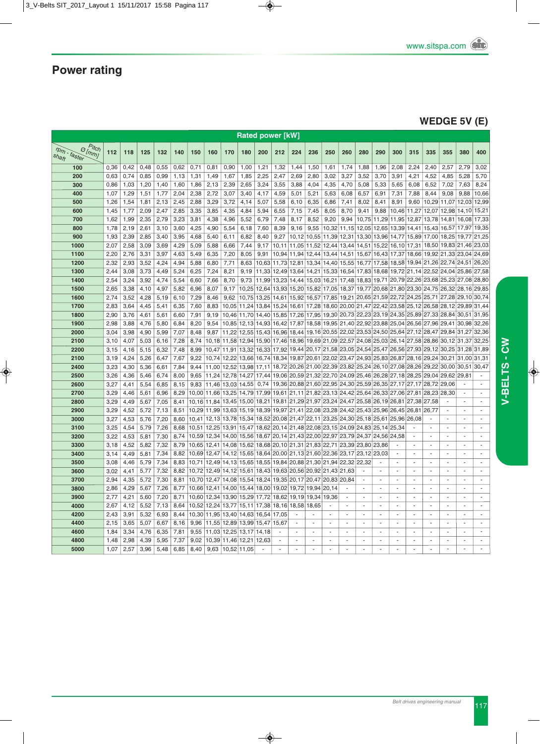## Power rating

### WEDGE 5V (E)

| rpm - faster shaft \ Pitch Ø [mm] | Rated power [kW] | | | | | | | | | | | | | | | | | | | | | | |
|---|---|---|---|---|---|---|---|---|---|---|---|---|---|---|---|---|---|---|---|---|---|---|---|
| | 112 | 118 | 125 | 132 | 140 | 150 | 160 | 170 | 180 | 200 | 212 | 224 | 236 | 250 | 260 | 280 | 290 | 300 | 315 | 335 | 355 | 380 | 400 |
| 100 | 0,36 | 0,42 | 0,48 | 0,55 | 0,62 | 0,71 | 0,81 | 0,90 | 1,00 | 1,21 | 1,32 | 1,44 | 1,50 | 1,61 | 1,74 | 1,88 | 1,96 | 2,08 | 2,24 | 2,40 | 2,57 | 2,79 | 3,02 |
| 200 | 0,63 | 0,74 | 0,85 | 0,99 | 1,13 | 1,31 | 1,49 | 1,67 | 1,85 | 2,25 | 2,47 | 2,69 | 2,80 | 3,02 | 3,27 | 3,52 | 3,70 | 3,91 | 4,21 | 4,52 | 4,85 | 5,28 | 5,70 |
| 300 | 0,86 | 1,03 | 1,20 | 1,40 | 1,60 | 1,86 | 2,13 | 2,39 | 2,65 | 3,24 | 3,55 | 3,88 | 4,04 | 4,35 | 4,70 | 5,08 | 5,33 | 5,65 | 6,08 | 6,52 | 7,02 | 7,63 | 8,24 |
| 400 | 1,07 | 1,29 | 1,51 | 1,77 | 2,04 | 2,38 | 2,72 | 3,07 | 3,40 | 4,17 | 4,59 | 5,01 | 5,21 | 5,63 | 6,08 | 6,57 | 6,91 | 7,31 | 7,88 | 8,44 | 9,08 | 9,88 | 10,66 |
| 500 | 1,26 | 1,54 | 1,81 | 2,13 | 2,45 | 2,88 | 3,29 | 3,72 | 4,14 | 5,07 | 5,58 | 6,10 | 6,35 | 6,86 | 7,41 | 8,02 | 8,41 | 8,91 | 9,60 | 10,29 | 11,07 | 12,03 | 12,99 |
| 600 | 1,45 | 1,77 | 2,09 | 2,47 | 2,85 | 3,35 | 3,85 | 4,35 | 4,84 | 5,94 | 6,55 | 7,15 | 7,45 | 8,05 | 8,70 | 9,41 | 9,88 | 10,46 | 11,27 | 12,07 | 12,98 | 14,10 | 15,21 |
| 700 | 1,62 | 1,99 | 2,35 | 2,79 | 3,23 | 3,81 | 4,38 | 4,96 | 5,52 | 6,79 | 7,48 | 8,17 | 8,52 | 9,20 | 9,94 | 10,75 | 11,29 | 11,95 | 12,87 | 13,78 | 14,81 | 16,08 | 17,33 |
| 800 | 1,78 | 2,19 | 2,61 | 3,10 | 3,60 | 4,25 | 4,90 | 5,54 | 6,18 | 7,60 | 8,39 | 9,16 | 9,55 | 10,32 | 11,15 | 12,05 | 12,65 | 13,39 | 14,41 | 15,43 | 16,57 | 17,97 | 19,35 |
| 900 | 1,93 | 2,39 | 2,85 | 3,40 | 3,95 | 4,68 | 5,40 | 6,11 | 6,82 | 8,40 | 9,27 | 10,12 | 10,55 | 11,39 | 12,31 | 13,30 | 13,96 | 14,77 | 15,89 | 17,00 | 18,25 | 19,77 | 21,25 |
| 1000 | 2,07 | 2,58 | 3,09 | 3,69 | 4,29 | 5,09 | 5,88 | 6,66 | 7,44 | 9,17 | 10,11 | 11,05 | 11,52 | 12,44 | 13,44 | 14,51 | 15,22 | 16,10 | 17,31 | 18,50 | 19,83 | 21,46 | 23,03 |
| 1100 | 2,20 | 2,76 | 3,31 | 3,97 | 4,63 | 5,49 | 6,35 | 7,20 | 8,05 | 9,91 | 10,94 | 11,94 | 12,44 | 13,44 | 14,51 | 15,67 | 16,43 | 17,37 | 18,66 | 19,92 | 21,33 | 23,04 | 24,69 |
| 1200 | 2,32 | 2,93 | 3,52 | 4,24 | 4,94 | 5,88 | 6,80 | 7,71 | 8,63 | 10,63 | 11,73 | 12,81 | 13,34 | 14,40 | 15,55 | 16,77 | 17,58 | 18,58 | 19,94 | 21,26 | 22,74 | 24,51 | 26,20 |
| 1300 | 2,44 | 3,08 | 3,73 | 4,49 | 5,24 | 6,25 | 7,24 | 8,21 | 9,19 | 11,33 | 12,49 | 13,64 | 14,21 | 15,33 | 16,54 | 17,83 | 18,68 | 19,72 | 21,14 | 22,52 | 24,04 | 25,86 | 27,58 |
| 1400 | 2,54 | 3,24 | 3,92 | 4,74 | 5,54 | 6,60 | 7,66 | 8,70 | 9,73 | 11,99 | 13,23 | 14,44 | 15,03 | 16,21 | 17,48 | 18,83 | 19,71 | 20,79 | 22,26 | 23,68 | 25,23 | 27,08 | 28,80 |
| 1500 | 2,65 | 3,38 | 4,10 | 4,97 | 5,82 | 6,96 | 8,07 | 9,17 | 10,25 | 12,64 | 13,93 | 15,20 | 15,82 | 17,05 | 18,37 | 19,77 | 20,68 | 21,80 | 23,30 | 24,75 | 26,32 | 28,16 | 29,85 |
| 1600 | 2,74 | 3,52 | 4,28 | 5,19 | 6,10 | 7,29 | 8,46 | 9,62 | 10,75 | 13,25 | 14,61 | 15,92 | 16,57 | 17,85 | 19,21 | 20,65 | 21,59 | 22,72 | 24,25 | 25,71 | 27,28 | 29,10 | 30,74 |
| 1700 | 2,83 | 3,64 | 4,45 | 5,41 | 6,35 | 7,60 | 8,83 | 10,05 | 11,24 | 13,84 | 15,24 | 16,61 | 17,28 | 18,60 | 20,00 | 21,47 | 22,42 | 23,58 | 25,12 | 26,58 | 28,12 | 29,89 | 31,44 |
| 1800 | 2,90 | 3,76 | 4,61 | 5,61 | 6,60 | 7,91 | 9,19 | 10,46 | 11,70 | 14,40 | 15,85 | 17,26 | 17,95 | 19,30 | 20,73 | 22,23 | 23,19 | 24,35 | 25,89 | 27,33 | 28,84 | 30,51 | 31,95 |
| 1900 | 2,98 | 3,88 | 4,76 | 5,80 | 6,84 | 8,20 | 9,54 | 10,85 | 12,13 | 14,93 | 16,42 | 17,87 | 18,58 | 19,95 | 21,40 | 22,92 | 23,88 | 25,04 | 26,56 | 27,96 | 29,41 | 30,98 | 32,26 |
| 2000 | 3,04 | 3,98 | 4,90 | 5,99 | 7,07 | 8,48 | 9,87 | 11,22 | 12,55 | 15,43 | 16,96 | 18,44 | 19,16 | 20,55 | 22,02 | 23,53 | 24,50 | 25,64 | 27,12 | 28,47 | 29,84 | 31,27 | 32,36 |
| 2100 | 3,10 | 4,07 | 5,03 | 6,16 | 7,28 | 8,74 | 10,18 | 11,58 | 12,94 | 15,90 | 17,46 | 18,96 | 19,69 | 21,09 | 22,57 | 24,08 | 25,03 | 26,14 | 27,58 | 28,86 | 30,12 | 31,37 | 32,25 |
| 2200 | 3,15 | 4,16 | 5,15 | 6,32 | 7,48 | 8,99 | 10,47 | 11,91 | 13,32 | 16,33 | 17,92 | 19,44 | 20,17 | 21,58 | 23,05 | 24,54 | 25,47 | 26,56 | 27,93 | 29,12 | 30,25 | 31,28 | 31,89 |
| 2100 | 3,19 | 4,24 | 5,26 | 6,47 | 7,67 | 9,22 | 10,74 | 12,22 | 13,66 | 16,74 | 18,34 | 19,87 | 20,61 | 22,02 | 23,47 | 24,93 | 25,83 | 26,87 | 28,16 | 29,24 | 30,21 | 31,00 | 31,31 |
| 2400 | 3,23 | 4,30 | 5,36 | 6,61 | 7,84 | 9,44 | 11,00 | 12,52 | 13,98 | 17,11 | 18,72 | 20,26 | 21,00 | 22,39 | 23,82 | 25,24 | 26,10 | 27,08 | 28,26 | 29,22 | 30,00 | 30,51 | 30,47 |
| 2500 | 3,26 | 4,36 | 5,46 | 6,74 | 8,00 | 9,65 | 11,24 | 12,78 | 14,27 | 17,44 | 19,06 | 20,59 | 21,32 | 22,70 | 24,09 | 25,46 | 26,28 | 27,18 | 28,25 | 29,04 | 29,62 | 29,81 | - |
| 2600 | 3,27 | 4,41 | 5,54 | 6,85 | 8,15 | 9,83 | 11,46 | 13,03 | 14,55 | 0,74 | 19,36 | 20,88 | 21,60 | 22,95 | 24,30 | 25,59 | 26,35 | 27,17 | 27,17 | 28,72 | 29,06 | - | - |
| 2700 | 3,29 | 4,46 | 5,61 | 6,96 | 8,29 | 10,00 | 11,66 | 13,25 | 14,79 | 17,99 | 19,61 | 21,11 | 21,82 | 23,13 | 24,42 | 25,64 | 26,33 | 27,06 | 27,81 | 28,23 | 28,30 | - | - |
| 2800 | 3,29 | 4,49 | 5,67 | 7,05 | 8,41 | 10,16 | 11,84 | 13,45 | 15,00 | 18,21 | 19,81 | 21,29 | 21,97 | 23,24 | 24,47 | 25,58 | 26,19 | 26,81 | 27,38 | 27,58 | - | - | - |
| 2900 | 3,29 | 4,52 | 5,72 | 7,13 | 8,51 | 10,29 | 11,99 | 13,63 | 15,19 | 18,39 | 19,97 | 21,41 | 22,08 | 23,28 | 24,42 | 25,43 | 25,96 | 26,45 | 26,81 | 26,77 | - | - | - |
| 3000 | 3,27 | 4,53 | 5,76 | 7,20 | 8,60 | 10,41 | 12,13 | 13,78 | 15,34 | 18,52 | 20,08 | 21,47 | 22,11 | 23,25 | 24,30 | 25,18 | 25,61 | 25,96 | 26,08 | - | - | - | - |
| 3100 | 3,25 | 4,54 | 5,79 | 7,26 | 8,68 | 10,51 | 12,25 | 13,91 | 15,47 | 18,62 | 20,14 | 21,48 | 22,08 | 23,15 | 24,09 | 24,83 | 25,14 | 25,34 | - | - | - | - | - |
| 3200 | 3,22 | 4,53 | 5,81 | 7,30 | 8,74 | 10,59 | 12,34 | 14,00 | 15,56 | 18,67 | 20,14 | 21,43 | 22,00 | 22,97 | 23,79 | 24,37 | 24,56 | 24,58 | - | - | - | - | - |
| 3300 | 3,18 | 4,52 | 5,82 | 7,32 | 8,79 | 10,65 | 12,41 | 14,08 | 15,62 | 18,68 | 20,10 | 21,31 | 21,83 | 22,71 | 23,39 | 23,80 | 23,86 | - | - | - | - | - | - |
| 3400 | 3,14 | 4,49 | 5,81 | 7,34 | 8,82 | 10,69 | 12,47 | 14,12 | 15,65 | 18,64 | 20,00 | 21,13 | 21,60 | 22,36 | 23,17 | 23,12 | 23,03 | - | - | - | - | - | - |
| 3500 | 3,08 | 4,46 | 5,79 | 7,34 | 8,83 | 10,71 | 12,49 | 14,13 | 15,65 | 18,55 | 19,84 | 20,88 | 21,30 | 21,94 | 22,32 | 22,32 | - | - | - | - | - | - | - |
| 3600 | 3,02 | 4,41 | 5,77 | 7,32 | 8,82 | 10,72 | 12,49 | 14,12 | 15,61 | 18,43 | 19,63 | 20,56 | 20,92 | 21,43 | 21,63 | - | - | - | - | - | - | - | - |
| 3700 | 2,94 | 4,35 | 5,72 | 7,30 | 8,81 | 10,70 | 12,47 | 14,08 | 15,54 | 18,24 | 19,35 | 20,17 | 20,47 | 20,83 | 20,84 | - | - | - | - | - | - | - | - |
| 3800 | 2,86 | 4,29 | 5,67 | 7,26 | 8,77 | 10,66 | 12,41 | 14,00 | 15,44 | 18,00 | 19,02 | 19,72 | 19,94 | 20,14 | - | - | - | - | - | - | - | - | - |
| 3900 | 2,77 | 4,21 | 5,60 | 7,20 | 8,71 | 10,60 | 12,34 | 13,90 | 15,29 | 17,72 | 18,62 | 19,19 | 19,34 | 19,36 | - | - | - | - | - | - | - | - | - |
| 4000 | 2,67 | 4,12 | 5,52 | 7,13 | 8,64 | 10,52 | 12,24 | 13,77 | 15,11 | 17,38 | 18,16 | 18,58 | 18,65 | - | - | - | - | - | - | - | - | - | - |
| 4200 | 2,43 | 3,91 | 5,32 | 6,93 | 8,44 | 10,30 | 11,95 | 13,40 | 14,63 | 16,54 | 17,05 | - | - | - | - | - | - | - | - | - | - | - | - |
| 4400 | 2,15 | 3,65 | 5,07 | 6,67 | 8,16 | 9,96 | 11,55 | 12,89 | 13,99 | 15,47 | 15,67 | - | - | - | - | - | - | - | - | - | - | - | - |
| 4600 | 1,84 | 3,34 | 4,76 | 6,35 | 7,81 | 9,55 | 11,03 | 12,25 | 13,17 | 14,18 | - | - | - | - | - | - | - | - | - | - | - | - | - |
| 4800 | 1,48 | 2,98 | 4,39 | 5,95 | 7,37 | 9,02 | 10,39 | 11,46 | 12,21 | 12,63 | - | - | - | - | - | - | - | - | - | - | - | - | - |
| 5000 | 1,07 | 2,57 | 3,96 | 5,48 | 6,85 | 8,40 | 9,63 | 10,52 | 11,05 | - | - | - | - | - | - | - | - | - | - | - | - | - | - |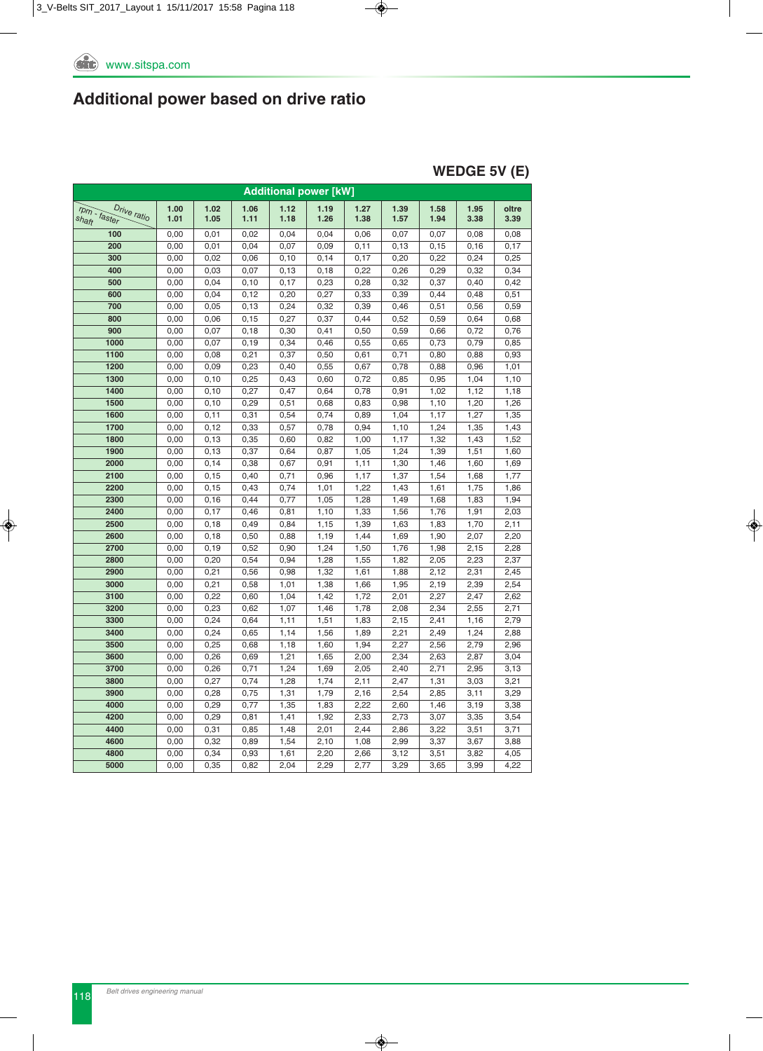# Additional power based on drive ratio

## WEDGE 5V (E)

| rpm - faster shaft / Drive ratio | Additional power [kW] | | | | | | | | | |
|---|---|---|---|---|---|---|---|---|---|---|
| | 1.00 1.01 | 1.02 1.05 | 1.06 1.11 | 1.12 1.18 | 1.19 1.26 | 1.27 1.38 | 1.39 1.57 | 1.58 1.94 | 1.95 3.38 | oltre 3.39 |
| **100** | 0,00 | 0,01 | 0,02 | 0,04 | 0,04 | 0,06 | 0,07 | 0,07 | 0,08 | 0,08 |
| **200** | 0,00 | 0,01 | 0,04 | 0,07 | 0,09 | 0,11 | 0,13 | 0,15 | 0,16 | 0,17 |
| **300** | 0,00 | 0,02 | 0,06 | 0,10 | 0,14 | 0,17 | 0,20 | 0,22 | 0,24 | 0,25 |
| **400** | 0,00 | 0,03 | 0,07 | 0,13 | 0,18 | 0,22 | 0,26 | 0,29 | 0,32 | 0,34 |
| **500** | 0,00 | 0,04 | 0,10 | 0,17 | 0,23 | 0,28 | 0,32 | 0,37 | 0,40 | 0,42 |
| **600** | 0,00 | 0,04 | 0,12 | 0,20 | 0,27 | 0,33 | 0,39 | 0,44 | 0,48 | 0,51 |
| **700** | 0,00 | 0,05 | 0,13 | 0,24 | 0,32 | 0,39 | 0,46 | 0,51 | 0,56 | 0,59 |
| **800** | 0,00 | 0,06 | 0,15 | 0,27 | 0,37 | 0,44 | 0,52 | 0,59 | 0,64 | 0,68 |
| **900** | 0,00 | 0,07 | 0,18 | 0,30 | 0,41 | 0,50 | 0,59 | 0,66 | 0,72 | 0,76 |
| **1000** | 0,00 | 0,07 | 0,19 | 0,34 | 0,46 | 0,55 | 0,65 | 0,73 | 0,79 | 0,85 |
| **1100** | 0,00 | 0,08 | 0,21 | 0,37 | 0,50 | 0,61 | 0,71 | 0,80 | 0,88 | 0,93 |
| **1200** | 0,00 | 0,09 | 0,23 | 0,40 | 0,55 | 0,67 | 0,78 | 0,88 | 0,96 | 1,01 |
| **1300** | 0,00 | 0,10 | 0,25 | 0,43 | 0,60 | 0,72 | 0,85 | 0,95 | 1,04 | 1,10 |
| **1400** | 0,00 | 0,10 | 0,27 | 0,47 | 0,64 | 0,78 | 0,91 | 1,02 | 1,12 | 1,18 |
| **1500** | 0,00 | 0,10 | 0,29 | 0,51 | 0,68 | 0,83 | 0,98 | 1,10 | 1,20 | 1,26 |
| **1600** | 0,00 | 0,11 | 0,31 | 0,54 | 0,74 | 0,89 | 1,04 | 1,17 | 1,27 | 1,35 |
| **1700** | 0,00 | 0,12 | 0,33 | 0,57 | 0,78 | 0,94 | 1,10 | 1,24 | 1,35 | 1,43 |
| **1800** | 0,00 | 0,13 | 0,35 | 0,60 | 0,82 | 1,00 | 1,17 | 1,32 | 1,43 | 1,52 |
| **1900** | 0,00 | 0,13 | 0,37 | 0,64 | 0,87 | 1,05 | 1,24 | 1,39 | 1,51 | 1,60 |
| **2000** | 0,00 | 0,14 | 0,38 | 0,67 | 0,91 | 1,11 | 1,30 | 1,46 | 1,60 | 1,69 |
| **2100** | 0,00 | 0,15 | 0,40 | 0,71 | 0,96 | 1,17 | 1,37 | 1,54 | 1,68 | 1,77 |
| **2200** | 0,00 | 0,15 | 0,43 | 0,74 | 1,01 | 1,22 | 1,43 | 1,61 | 1,75 | 1,86 |
| **2300** | 0,00 | 0,16 | 0,44 | 0,77 | 1,05 | 1,28 | 1,49 | 1,68 | 1,83 | 1,94 |
| **2400** | 0,00 | 0,17 | 0,46 | 0,81 | 1,10 | 1,33 | 1,56 | 1,76 | 1,91 | 2,03 |
| **2500** | 0,00 | 0,18 | 0,49 | 0,84 | 1,15 | 1,39 | 1,63 | 1,83 | 1,70 | 2,11 |
| **2600** | 0,00 | 0,18 | 0,50 | 0,88 | 1,19 | 1,44 | 1,69 | 1,90 | 2,07 | 2,20 |
| **2700** | 0,00 | 0,19 | 0,52 | 0,90 | 1,24 | 1,50 | 1,76 | 1,98 | 2,15 | 2,28 |
| **2800** | 0,00 | 0,20 | 0,54 | 0,94 | 1,28 | 1,55 | 1,82 | 2,05 | 2,23 | 2,37 |
| **2900** | 0,00 | 0,21 | 0,56 | 0,98 | 1,32 | 1,61 | 1,88 | 2,12 | 2,31 | 2,45 |
| **3000** | 0,00 | 0,21 | 0,58 | 1,01 | 1,38 | 1,66 | 1,95 | 2,19 | 2,39 | 2,54 |
| **3100** | 0,00 | 0,22 | 0,60 | 1,04 | 1,42 | 1,72 | 2,01 | 2,27 | 2,47 | 2,62 |
| **3200** | 0,00 | 0,23 | 0,62 | 1,07 | 1,46 | 1,78 | 2,08 | 2,34 | 2,55 | 2,71 |
| **3300** | 0,00 | 0,24 | 0,64 | 1,11 | 1,51 | 1,83 | 2,15 | 2,41 | 1,16 | 2,79 |
| **3400** | 0,00 | 0,24 | 0,65 | 1,14 | 1,56 | 1,89 | 2,21 | 2,49 | 1,24 | 2,88 |
| **3500** | 0,00 | 0,25 | 0,68 | 1,18 | 1,60 | 1,94 | 2,27 | 2,56 | 2,79 | 2,96 |
| **3600** | 0,00 | 0,26 | 0,69 | 1,21 | 1,65 | 2,00 | 2,34 | 2,63 | 2,87 | 3,04 |
| **3700** | 0,00 | 0,26 | 0,71 | 1,24 | 1,69 | 2,05 | 2,40 | 2,71 | 2,95 | 3,13 |
| **3800** | 0,00 | 0,27 | 0,74 | 1,28 | 1,74 | 2,11 | 2,47 | 1,31 | 3,03 | 3,21 |
| **3900** | 0,00 | 0,28 | 0,75 | 1,31 | 1,79 | 2,16 | 2,54 | 2,85 | 3,11 | 3,29 |
| **4000** | 0,00 | 0,29 | 0,77 | 1,35 | 1,83 | 2,22 | 2,60 | 1,46 | 3,19 | 3,38 |
| **4200** | 0,00 | 0,29 | 0,81 | 1,41 | 1,92 | 2,33 | 2,73 | 3,07 | 3,35 | 3,54 |
| **4400** | 0,00 | 0,31 | 0,85 | 1,48 | 2,01 | 2,44 | 2,86 | 3,22 | 3,51 | 3,71 |
| **4600** | 0,00 | 0,32 | 0,89 | 1,54 | 2,10 | 1,08 | 2,99 | 3,37 | 3,67 | 3,88 |
| **4800** | 0,00 | 0,34 | 0,93 | 1,61 | 2,20 | 2,66 | 3,12 | 3,51 | 3,82 | 4,05 |
| **5000** | 0,00 | 0,35 | 0,82 | 2,04 | 2,29 | 2,77 | 3,29 | 3,65 | 3,99 | 4,22 |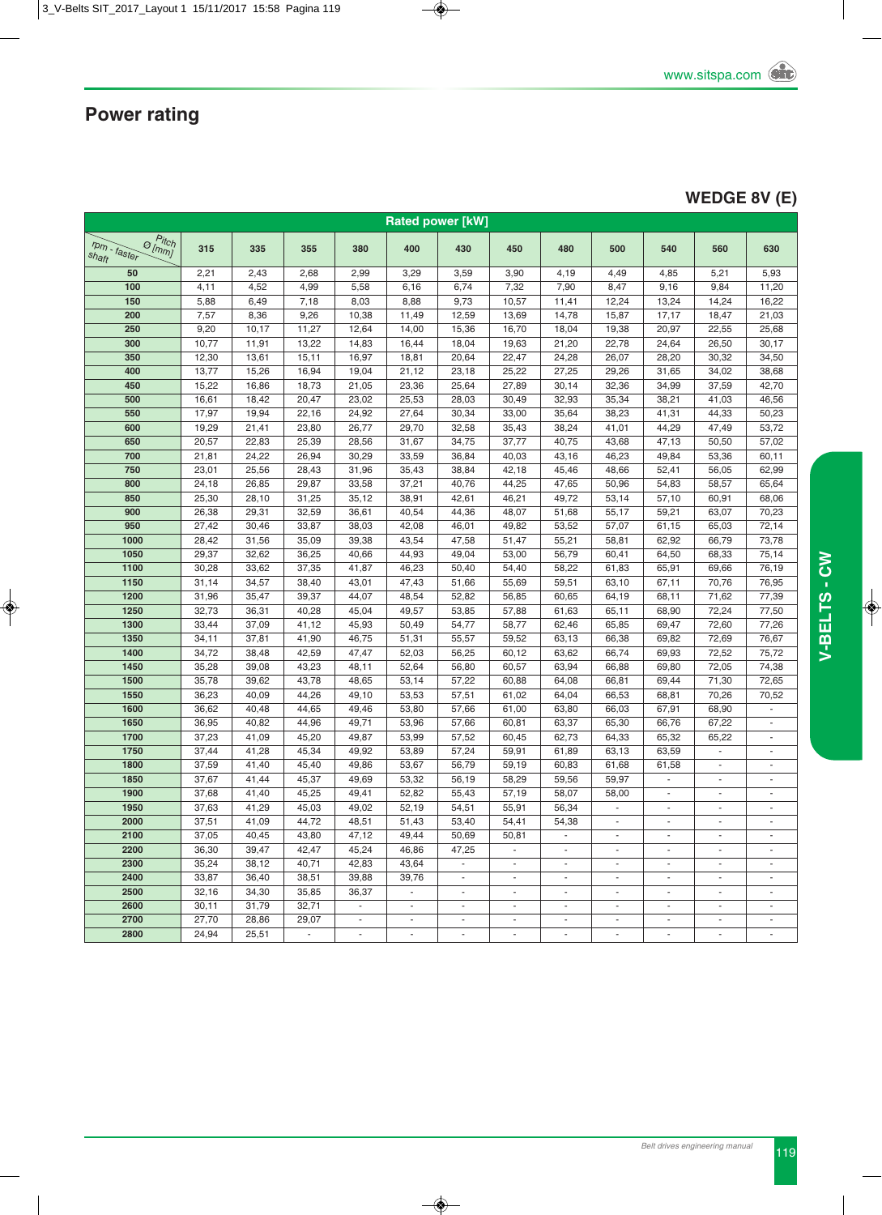# Power rating

## WEDGE 8V (E)

| rpm - faster shaft / Pitch Ø [mm] | 315 | 335 | 355 | 380 | 400 | 430 | 450 | 480 | 500 | 540 | 560 | 630 |
|---|---|---|---|---|---|---|---|---|---|---|---|---|
| | Rated power [kW] | | | | | | | | | | | |
| 50 | 2,21 | 2,43 | 2,68 | 2,99 | 3,29 | 3,59 | 3,90 | 4,19 | 4,49 | 4,85 | 5,21 | 5,93 |
| 100 | 4,11 | 4,52 | 4,99 | 5,58 | 6,16 | 6,74 | 7,32 | 7,90 | 8,47 | 9,16 | 9,84 | 11,20 |
| 150 | 5,88 | 6,49 | 7,18 | 8,03 | 8,88 | 9,73 | 10,57 | 11,41 | 12,24 | 13,24 | 14,24 | 16,22 |
| 200 | 7,57 | 8,36 | 9,26 | 10,38 | 11,49 | 12,59 | 13,69 | 14,78 | 15,87 | 17,17 | 18,47 | 21,03 |
| 250 | 9,20 | 10,17 | 11,27 | 12,64 | 14,00 | 15,36 | 16,70 | 18,04 | 19,38 | 20,97 | 22,55 | 25,68 |
| 300 | 10,77 | 11,91 | 13,22 | 14,83 | 16,44 | 18,04 | 19,63 | 21,20 | 22,78 | 24,64 | 26,50 | 30,17 |
| 350 | 12,30 | 13,61 | 15,11 | 16,97 | 18,81 | 20,64 | 22,47 | 24,28 | 26,07 | 28,20 | 30,32 | 34,50 |
| 400 | 13,77 | 15,26 | 16,94 | 19,04 | 21,12 | 23,18 | 25,22 | 27,25 | 29,26 | 31,65 | 34,02 | 38,68 |
| 450 | 15,22 | 16,86 | 18,73 | 21,05 | 23,36 | 25,64 | 27,89 | 30,14 | 32,36 | 34,99 | 37,59 | 42,70 |
| 500 | 16,61 | 18,42 | 20,47 | 23,02 | 25,53 | 28,03 | 30,49 | 32,93 | 35,34 | 38,21 | 41,03 | 46,56 |
| 550 | 17,97 | 19,94 | 22,16 | 24,92 | 27,64 | 30,34 | 33,00 | 35,64 | 38,23 | 41,31 | 44,33 | 50,23 |
| 600 | 19,29 | 21,41 | 23,80 | 26,77 | 29,70 | 32,58 | 35,43 | 38,24 | 41,01 | 44,29 | 47,49 | 53,72 |
| 650 | 20,57 | 22,83 | 25,39 | 28,56 | 31,67 | 34,75 | 37,77 | 40,75 | 43,68 | 47,13 | 50,50 | 57,02 |
| 700 | 21,81 | 24,22 | 26,94 | 30,29 | 33,59 | 36,84 | 40,03 | 43,16 | 46,23 | 49,84 | 53,36 | 60,11 |
| 750 | 23,01 | 25,56 | 28,43 | 31,96 | 35,43 | 38,84 | 42,18 | 45,46 | 48,66 | 52,41 | 56,05 | 62,99 |
| 800 | 24,18 | 26,85 | 29,87 | 33,58 | 37,21 | 40,76 | 44,25 | 47,65 | 50,96 | 54,83 | 58,57 | 65,64 |
| 850 | 25,30 | 28,10 | 31,25 | 35,12 | 38,91 | 42,61 | 46,21 | 49,72 | 53,14 | 57,10 | 60,91 | 68,06 |
| 900 | 26,38 | 29,31 | 32,59 | 36,61 | 40,54 | 44,36 | 48,07 | 51,68 | 55,17 | 59,21 | 63,07 | 70,23 |
| 950 | 27,42 | 30,46 | 33,87 | 38,03 | 42,08 | 46,01 | 49,82 | 53,52 | 57,07 | 61,15 | 65,03 | 72,14 |
| 1000 | 28,42 | 31,56 | 35,09 | 39,38 | 43,54 | 47,58 | 51,47 | 55,21 | 58,81 | 62,92 | 66,79 | 73,78 |
| 1050 | 29,37 | 32,62 | 36,25 | 40,66 | 44,93 | 49,04 | 53,00 | 56,79 | 60,41 | 64,50 | 68,33 | 75,14 |
| 1100 | 30,28 | 33,62 | 37,35 | 41,87 | 46,23 | 50,40 | 54,40 | 58,22 | 61,83 | 65,91 | 69,66 | 76,19 |
| 1150 | 31,14 | 34,57 | 38,40 | 43,01 | 47,43 | 51,66 | 55,69 | 59,51 | 63,10 | 67,11 | 70,76 | 76,95 |
| 1200 | 31,96 | 35,47 | 39,37 | 44,07 | 48,54 | 52,82 | 56,85 | 60,65 | 64,19 | 68,11 | 71,62 | 77,39 |
| 1250 | 32,73 | 36,31 | 40,28 | 45,04 | 49,57 | 53,85 | 57,88 | 61,63 | 65,11 | 68,90 | 72,24 | 77,50 |
| 1300 | 33,44 | 37,09 | 41,12 | 45,93 | 50,49 | 54,77 | 58,77 | 62,46 | 65,85 | 69,47 | 72,60 | 77,26 |
| 1350 | 34,11 | 37,81 | 41,90 | 46,75 | 51,31 | 55,57 | 59,52 | 63,13 | 66,38 | 69,82 | 72,69 | 76,67 |
| 1400 | 34,72 | 38,48 | 42,59 | 47,47 | 52,03 | 56,25 | 60,12 | 63,62 | 66,74 | 69,93 | 72,52 | 75,72 |
| 1450 | 35,28 | 39,08 | 43,23 | 48,11 | 52,64 | 56,80 | 60,57 | 63,94 | 66,88 | 69,80 | 72,05 | 74,38 |
| 1500 | 35,78 | 39,62 | 43,78 | 48,65 | 53,14 | 57,22 | 60,88 | 64,08 | 66,81 | 69,44 | 71,30 | 72,65 |
| 1550 | 36,23 | 40,09 | 44,26 | 49,10 | 53,53 | 57,51 | 61,02 | 64,04 | 66,53 | 68,81 | 70,26 | 70,52 |
| 1600 | 36,62 | 40,48 | 44,65 | 49,46 | 53,80 | 57,66 | 61,00 | 63,80 | 66,03 | 67,91 | 68,90 | - |
| 1650 | 36,95 | 40,82 | 44,96 | 49,71 | 53,96 | 57,66 | 60,81 | 63,37 | 65,30 | 66,76 | 67,22 | - |
| 1700 | 37,23 | 41,09 | 45,20 | 49,87 | 53,99 | 57,52 | 60,45 | 62,73 | 64,33 | 65,32 | 65,22 | - |
| 1750 | 37,44 | 41,28 | 45,34 | 49,92 | 53,89 | 57,24 | 59,91 | 61,89 | 63,13 | 63,59 | - | - |
| 1800 | 37,59 | 41,40 | 45,40 | 49,86 | 53,67 | 56,79 | 59,19 | 60,83 | 61,68 | 61,58 | - | - |
| 1850 | 37,67 | 41,44 | 45,37 | 49,69 | 53,32 | 56,19 | 58,29 | 59,56 | 59,97 | - | - | - |
| 1900 | 37,68 | 41,40 | 45,25 | 49,41 | 52,82 | 55,43 | 57,19 | 58,07 | 58,00 | - | - | - |
| 1950 | 37,63 | 41,29 | 45,03 | 49,02 | 52,19 | 54,51 | 55,91 | 56,34 | - | - | - | - |
| 2000 | 37,51 | 41,09 | 44,72 | 48,51 | 51,43 | 53,40 | 54,41 | 54,38 | - | - | - | - |
| 2100 | 37,05 | 40,45 | 43,80 | 47,12 | 49,44 | 50,69 | 50,81 | - | - | - | - | - |
| 2200 | 36,30 | 39,47 | 42,47 | 45,24 | 46,86 | 47,25 | - | - | - | - | - | - |
| 2300 | 35,24 | 38,12 | 40,71 | 42,83 | 43,64 | - | - | - | - | - | - | - |
| 2400 | 33,87 | 36,40 | 38,51 | 39,88 | 39,76 | - | - | - | - | - | - | - |
| 2500 | 32,16 | 34,30 | 35,85 | 36,37 | - | - | - | - | - | - | - | - |
| 2600 | 30,11 | 31,79 | 32,71 | - | - | - | - | - | - | - | - | - |
| 2700 | 27,70 | 28,86 | 29,07 | - | - | - | - | - | - | - | - | - |
| 2800 | 24,94 | 25,51 | - | - | - | - | - | - | - | - | - | - |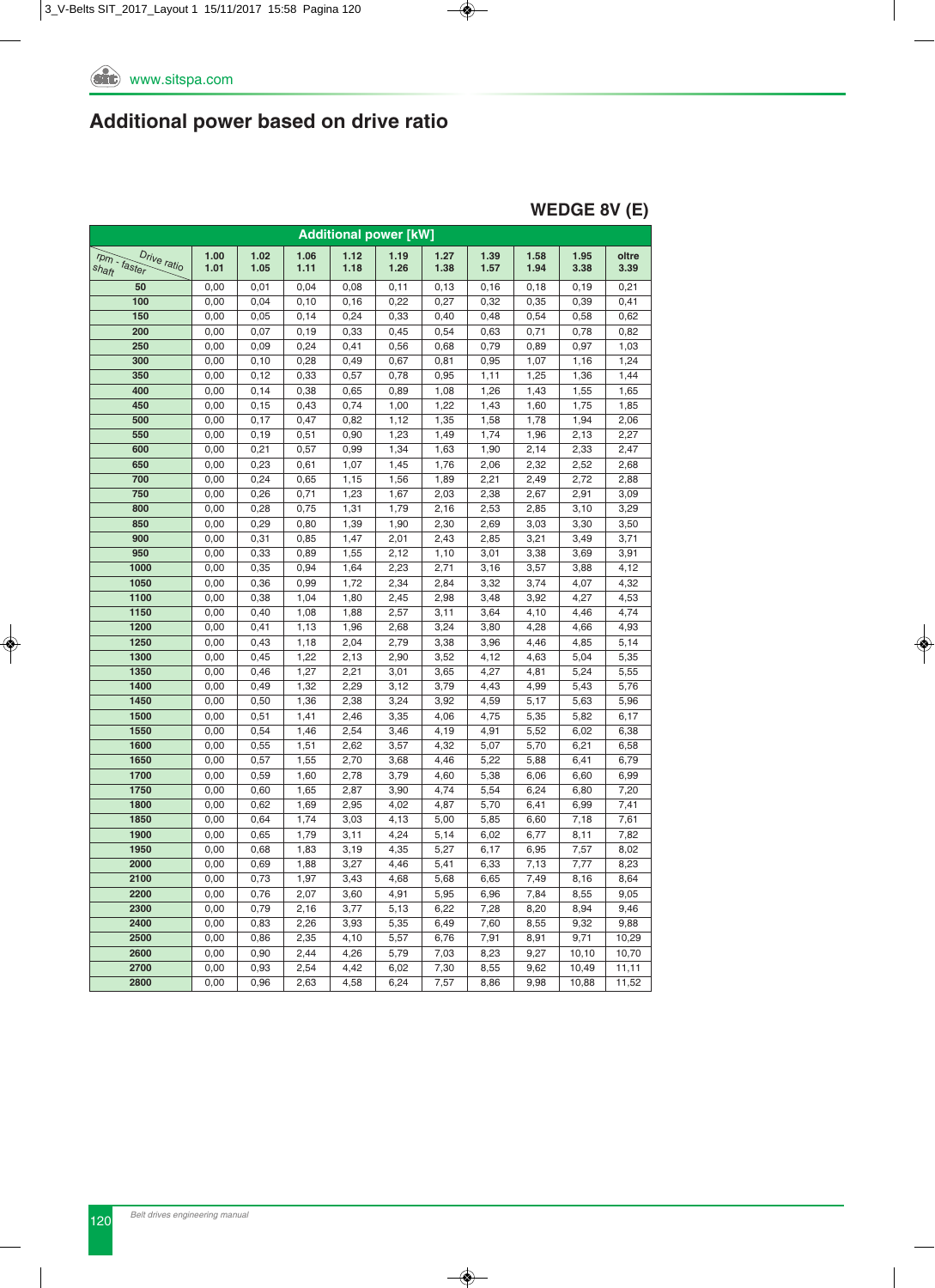## Additional power based on drive ratio

### WEDGE 8V (E)

| Additional power [kW] | | | | | | | | | | |
|---|---|---|---|---|---|---|---|---|---|---|
| rpm - faster shaft / Drive ratio | 1.00 1.01 | 1.02 1.05 | 1.06 1.11 | 1.12 1.18 | 1.19 1.26 | 1.27 1.38 | 1.39 1.57 | 1.58 1.94 | 1.95 3.38 | oltre 3.39 |
| **50** | 0,00 | 0,01 | 0,04 | 0,08 | 0,11 | 0,13 | 0,16 | 0,18 | 0,19 | 0,21 |
| **100** | 0,00 | 0,04 | 0,10 | 0,16 | 0,22 | 0,27 | 0,32 | 0,35 | 0,39 | 0,41 |
| **150** | 0,00 | 0,05 | 0,14 | 0,24 | 0,33 | 0,40 | 0,48 | 0,54 | 0,58 | 0,62 |
| **200** | 0,00 | 0,07 | 0,19 | 0,33 | 0,45 | 0,54 | 0,63 | 0,71 | 0,78 | 0,82 |
| **250** | 0,00 | 0,09 | 0,24 | 0,41 | 0,56 | 0,68 | 0,79 | 0,89 | 0,97 | 1,03 |
| **300** | 0,00 | 0,10 | 0,28 | 0,49 | 0,67 | 0,81 | 0,95 | 1,07 | 1,16 | 1,24 |
| **350** | 0,00 | 0,12 | 0,33 | 0,57 | 0,78 | 0,95 | 1,11 | 1,25 | 1,36 | 1,44 |
| **400** | 0,00 | 0,14 | 0,38 | 0,65 | 0,89 | 1,08 | 1,26 | 1,43 | 1,55 | 1,65 |
| **450** | 0,00 | 0,15 | 0,43 | 0,74 | 1,00 | 1,22 | 1,43 | 1,60 | 1,75 | 1,85 |
| **500** | 0,00 | 0,17 | 0,47 | 0,82 | 1,12 | 1,35 | 1,58 | 1,78 | 1,94 | 2,06 |
| **550** | 0,00 | 0,19 | 0,51 | 0,90 | 1,23 | 1,49 | 1,74 | 1,96 | 2,13 | 2,27 |
| **600** | 0,00 | 0,21 | 0,57 | 0,99 | 1,34 | 1,63 | 1,90 | 2,14 | 2,33 | 2,47 |
| **650** | 0,00 | 0,23 | 0,61 | 1,07 | 1,45 | 1,76 | 2,06 | 2,32 | 2,52 | 2,68 |
| **700** | 0,00 | 0,24 | 0,65 | 1,15 | 1,56 | 1,89 | 2,21 | 2,49 | 2,72 | 2,88 |
| **750** | 0,00 | 0,26 | 0,71 | 1,23 | 1,67 | 2,03 | 2,38 | 2,67 | 2,91 | 3,09 |
| **800** | 0,00 | 0,28 | 0,75 | 1,31 | 1,79 | 2,16 | 2,53 | 2,85 | 3,10 | 3,29 |
| **850** | 0,00 | 0,29 | 0,80 | 1,39 | 1,90 | 2,30 | 2,69 | 3,03 | 3,30 | 3,50 |
| **900** | 0,00 | 0,31 | 0,85 | 1,47 | 2,01 | 2,43 | 2,85 | 3,21 | 3,49 | 3,71 |
| **950** | 0,00 | 0,33 | 0,89 | 1,55 | 2,12 | 1,10 | 3,01 | 3,38 | 3,69 | 3,91 |
| **1000** | 0,00 | 0,35 | 0,94 | 1,64 | 2,23 | 2,71 | 3,16 | 3,57 | 3,88 | 4,12 |
| **1050** | 0,00 | 0,36 | 0,99 | 1,72 | 2,34 | 2,84 | 3,32 | 3,74 | 4,07 | 4,32 |
| **1100** | 0,00 | 0,38 | 1,04 | 1,80 | 2,45 | 2,98 | 3,48 | 3,92 | 4,27 | 4,53 |
| **1150** | 0,00 | 0,40 | 1,08 | 1,88 | 2,57 | 3,11 | 3,64 | 4,10 | 4,46 | 4,74 |
| **1200** | 0,00 | 0,41 | 1,13 | 1,96 | 2,68 | 3,24 | 3,80 | 4,28 | 4,66 | 4,93 |
| **1250** | 0,00 | 0,43 | 1,18 | 2,04 | 2,79 | 3,38 | 3,96 | 4,46 | 4,85 | 5,14 |
| **1300** | 0,00 | 0,45 | 1,22 | 2,13 | 2,90 | 3,52 | 4,12 | 4,63 | 5,04 | 5,35 |
| **1350** | 0,00 | 0,46 | 1,27 | 2,21 | 3,01 | 3,65 | 4,27 | 4,81 | 5,24 | 5,55 |
| **1400** | 0,00 | 0,49 | 1,32 | 2,29 | 3,12 | 3,79 | 4,43 | 4,99 | 5,43 | 5,76 |
| **1450** | 0,00 | 0,50 | 1,36 | 2,38 | 3,24 | 3,92 | 4,59 | 5,17 | 5,63 | 5,96 |
| **1500** | 0,00 | 0,51 | 1,41 | 2,46 | 3,35 | 4,06 | 4,75 | 5,35 | 5,82 | 6,17 |
| **1550** | 0,00 | 0,54 | 1,46 | 2,54 | 3,46 | 4,19 | 4,91 | 5,52 | 6,02 | 6,38 |
| **1600** | 0,00 | 0,55 | 1,51 | 2,62 | 3,57 | 4,32 | 5,07 | 5,70 | 6,21 | 6,58 |
| **1650** | 0,00 | 0,57 | 1,55 | 2,70 | 3,68 | 4,46 | 5,22 | 5,88 | 6,41 | 6,79 |
| **1700** | 0,00 | 0,59 | 1,60 | 2,78 | 3,79 | 4,60 | 5,38 | 6,06 | 6,60 | 6,99 |
| **1750** | 0,00 | 0,60 | 1,65 | 2,87 | 3,90 | 4,74 | 5,54 | 6,24 | 6,80 | 7,20 |
| **1800** | 0,00 | 0,62 | 1,69 | 2,95 | 4,02 | 4,87 | 5,70 | 6,41 | 6,99 | 7,41 |
| **1850** | 0,00 | 0,64 | 1,74 | 3,03 | 4,13 | 5,00 | 5,85 | 6,60 | 7,18 | 7,61 |
| **1900** | 0,00 | 0,65 | 1,79 | 3,11 | 4,24 | 5,14 | 6,02 | 6,77 | 8,11 | 7,82 |
| **1950** | 0,00 | 0,68 | 1,83 | 3,19 | 4,35 | 5,27 | 6,17 | 6,95 | 7,57 | 8,02 |
| **2000** | 0,00 | 0,69 | 1,88 | 3,27 | 4,46 | 5,41 | 6,33 | 7,13 | 7,77 | 8,23 |
| **2100** | 0,00 | 0,73 | 1,97 | 3,43 | 4,68 | 5,68 | 6,65 | 7,49 | 8,16 | 8,64 |
| **2200** | 0,00 | 0,76 | 2,07 | 3,60 | 4,91 | 5,95 | 6,96 | 7,84 | 8,55 | 9,05 |
| **2300** | 0,00 | 0,79 | 2,16 | 3,77 | 5,13 | 6,22 | 7,28 | 8,20 | 8,94 | 9,46 |
| **2400** | 0,00 | 0,83 | 2,26 | 3,93 | 5,35 | 6,49 | 7,60 | 8,55 | 9,32 | 9,88 |
| **2500** | 0,00 | 0,86 | 2,35 | 4,10 | 5,57 | 6,76 | 7,91 | 8,91 | 9,71 | 10,29 |
| **2600** | 0,00 | 0,90 | 2,44 | 4,26 | 5,79 | 7,03 | 8,23 | 9,27 | 10,10 | 10,70 |
| **2700** | 0,00 | 0,93 | 2,54 | 4,42 | 6,02 | 7,30 | 8,55 | 9,62 | 10,49 | 11,11 |
| **2800** | 0,00 | 0,96 | 2,63 | 4,58 | 6,24 | 7,57 | 8,86 | 9,98 | 10,88 | 11,52 |